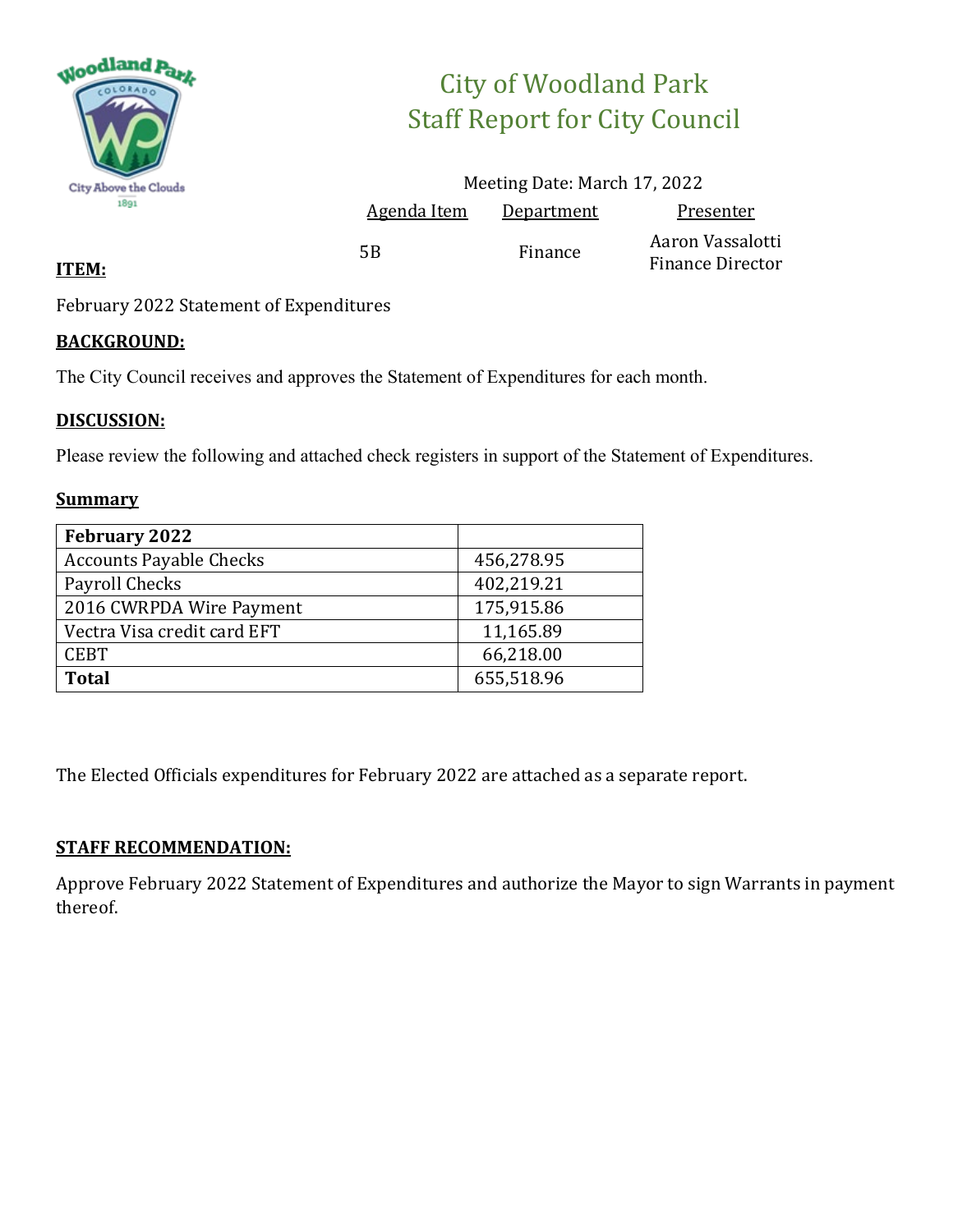# City of Woodland Park
## Staff Report for City Council

Meeting Date: March 17, 2022

| Agenda Item | Department | Presenter |
|---|---|---|
| 5B | Finance | Aaron Vassalotti<br>Finance Director |

**ITEM:**

February 2022 Statement of Expenditures

**BACKGROUND:**

The City Council receives and approves the Statement of Expenditures for each month.

**DISCUSSION:**

Please review the following and attached check registers in support of the Statement of Expenditures.

**Summary**

| **February 2022** | |
|---|---|
| Accounts Payable Checks | 456,278.95 |
| Payroll Checks | 402,219.21 |
| 2016 CWRPDA Wire Payment | 175,915.86 |
| Vectra Visa credit card EFT | 11,165.89 |
| CEBT | 66,218.00 |
| **Total** | 655,518.96 |

The Elected Officials expenditures for February 2022 are attached as a separate report.

**STAFF RECOMMENDATION:**

Approve February 2022 Statement of Expenditures and authorize the Mayor to sign Warrants in payment thereof.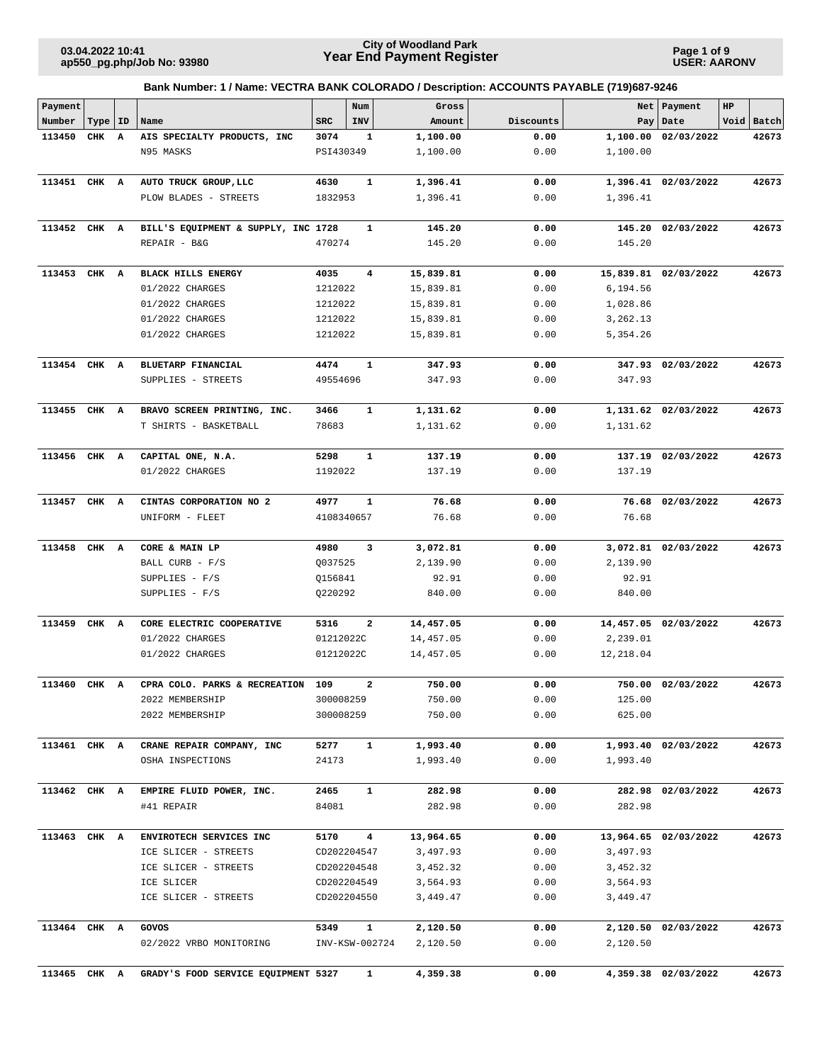**City of Woodland Park**
**Year End Payment Register**

03.04.2022 10:41
ap550_pg.php/Job No: 93980

USER: AARONV

**Bank Number: 1 / Name: VECTRA BANK COLORADO / Description: ACCOUNTS PAYABLE (719)687-9246**

| Payment Number | Type | ID | Name | SRC | Num INV | Gross Amount | Discounts | Net Pay | Payment Date | HP Void | Batch |
|---|---|---|---|---|---|---|---|---|---|---|---|
| **113450** | **CHK** | **A** | **AIS SPECIALTY PRODUCTS, INC** | **3074** | **1** | **1,100.00** | **0.00** | **1,100.00** | **02/03/2022** | | **42673** |
| | | | N95 MASKS | PSI430349 | | 1,100.00 | 0.00 | 1,100.00 | | | |
| **113451** | **CHK** | **A** | **AUTO TRUCK GROUP,LLC** | **4630** | **1** | **1,396.41** | **0.00** | **1,396.41** | **02/03/2022** | | **42673** |
| | | | PLOW BLADES - STREETS | 1832953 | | 1,396.41 | 0.00 | 1,396.41 | | | |
| **113452** | **CHK** | **A** | **BILL'S EQUIPMENT & SUPPLY, INC** | **1728** | **1** | **145.20** | **0.00** | **145.20** | **02/03/2022** | | **42673** |
| | | | REPAIR - B&G | 470274 | | 145.20 | 0.00 | 145.20 | | | |
| **113453** | **CHK** | **A** | **BLACK HILLS ENERGY** | **4035** | **4** | **15,839.81** | **0.00** | **15,839.81** | **02/03/2022** | | **42673** |
| | | | 01/2022 CHARGES | 1212022 | | 15,839.81 | 0.00 | 6,194.56 | | | |
| | | | 01/2022 CHARGES | 1212022 | | 15,839.81 | 0.00 | 1,028.86 | | | |
| | | | 01/2022 CHARGES | 1212022 | | 15,839.81 | 0.00 | 3,262.13 | | | |
| | | | 01/2022 CHARGES | 1212022 | | 15,839.81 | 0.00 | 5,354.26 | | | |
| **113454** | **CHK** | **A** | **BLUETARP FINANCIAL** | **4474** | **1** | **347.93** | **0.00** | **347.93** | **02/03/2022** | | **42673** |
| | | | SUPPLIES - STREETS | 49554696 | | 347.93 | 0.00 | 347.93 | | | |
| **113455** | **CHK** | **A** | **BRAVO SCREEN PRINTING, INC.** | **3466** | **1** | **1,131.62** | **0.00** | **1,131.62** | **02/03/2022** | | **42673** |
| | | | T SHIRTS - BASKETBALL | 78683 | | 1,131.62 | 0.00 | 1,131.62 | | | |
| **113456** | **CHK** | **A** | **CAPITAL ONE, N.A.** | **5298** | **1** | **137.19** | **0.00** | **137.19** | **02/03/2022** | | **42673** |
| | | | 01/2022 CHARGES | 1192022 | | 137.19 | 0.00 | 137.19 | | | |
| **113457** | **CHK** | **A** | **CINTAS CORPORATION NO 2** | **4977** | **1** | **76.68** | **0.00** | **76.68** | **02/03/2022** | | **42673** |
| | | | UNIFORM - FLEET | 4108340657 | | 76.68 | 0.00 | 76.68 | | | |
| **113458** | **CHK** | **A** | **CORE & MAIN LP** | **4980** | **3** | **3,072.81** | **0.00** | **3,072.81** | **02/03/2022** | | **42673** |
| | | | BALL CURB - F/S | Q037525 | | 2,139.90 | 0.00 | 2,139.90 | | | |
| | | | SUPPLIES - F/S | Q156841 | | 92.91 | 0.00 | 92.91 | | | |
| | | | SUPPLIES - F/S | Q220292 | | 840.00 | 0.00 | 840.00 | | | |
| **113459** | **CHK** | **A** | **CORE ELECTRIC COOPERATIVE** | **5316** | **2** | **14,457.05** | **0.00** | **14,457.05** | **02/03/2022** | | **42673** |
| | | | 01/2022 CHARGES | 01212022C | | 14,457.05 | 0.00 | 2,239.01 | | | |
| | | | 01/2022 CHARGES | 01212022C | | 14,457.05 | 0.00 | 12,218.04 | | | |
| **113460** | **CHK** | **A** | **CPRA COLO. PARKS & RECREATION** | **109** | **2** | **750.00** | **0.00** | **750.00** | **02/03/2022** | | **42673** |
| | | | 2022 MEMBERSHIP | 300008259 | | 750.00 | 0.00 | 125.00 | | | |
| | | | 2022 MEMBERSHIP | 300008259 | | 750.00 | 0.00 | 625.00 | | | |
| **113461** | **CHK** | **A** | **CRANE REPAIR COMPANY, INC** | **5277** | **1** | **1,993.40** | **0.00** | **1,993.40** | **02/03/2022** | | **42673** |
| | | | OSHA INSPECTIONS | 24173 | | 1,993.40 | 0.00 | 1,993.40 | | | |
| **113462** | **CHK** | **A** | **EMPIRE FLUID POWER, INC.** | **2465** | **1** | **282.98** | **0.00** | **282.98** | **02/03/2022** | | **42673** |
| | | | #41 REPAIR | 84081 | | 282.98 | 0.00 | 282.98 | | | |
| **113463** | **CHK** | **A** | **ENVIROTECH SERVICES INC** | **5170** | **4** | **13,964.65** | **0.00** | **13,964.65** | **02/03/2022** | | **42673** |
| | | | ICE SLICER - STREETS | CD202204547 | | 3,497.93 | 0.00 | 3,497.93 | | | |
| | | | ICE SLICER - STREETS | CD202204548 | | 3,452.32 | 0.00 | 3,452.32 | | | |
| | | | ICE SLICER | CD202204549 | | 3,564.93 | 0.00 | 3,564.93 | | | |
| | | | ICE SLICER - STREETS | CD202204550 | | 3,449.47 | 0.00 | 3,449.47 | | | |
| **113464** | **CHK** | **A** | **GOVOS** | **5349** | **1** | **2,120.50** | **0.00** | **2,120.50** | **02/03/2022** | | **42673** |
| | | | 02/2022 VRBO MONITORING | INV-KSW-002724 | | 2,120.50 | 0.00 | 2,120.50 | | | |
| **113465** | **CHK** | **A** | **GRADY'S FOOD SERVICE EQUIPMENT** | **5327** | **1** | **4,359.38** | **0.00** | **4,359.38** | **02/03/2022** | | **42673** |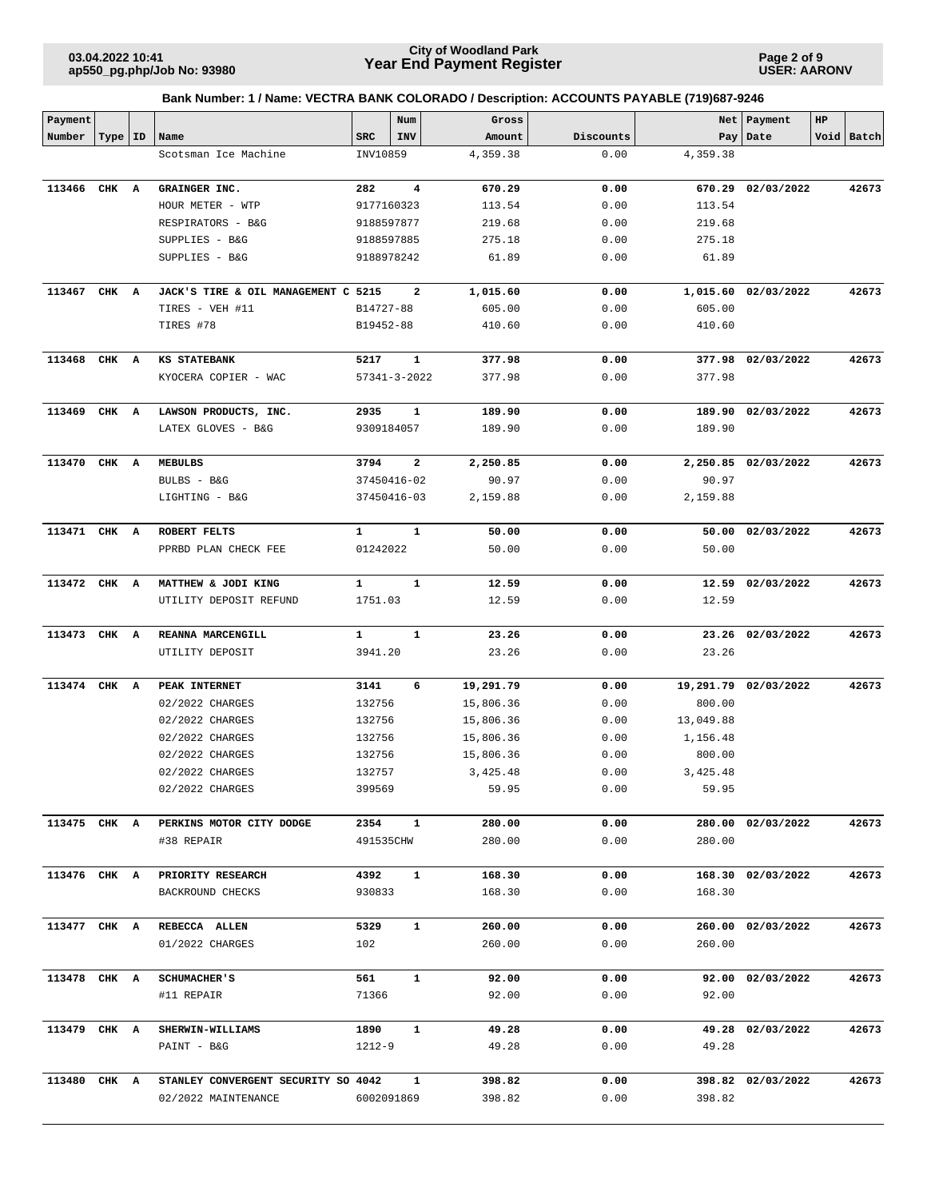**City of Woodland Park**
**Year End Payment Register**

03.04.2022 10:41
ap550_pg.php/Job No: 93980

USER: AARONV

**Bank Number: 1 / Name: VECTRA BANK COLORADO / Description: ACCOUNTS PAYABLE (719)687-9246**

| Payment Number | Type | ID | Name | SRC | Num INV | Gross Amount | Discounts | Net Pay | Payment Date | HP Void | Batch |
|---|---|---|---|---|---|---|---|---|---|---|---|
| | | | Scotsman Ice Machine | INV10859 | | 4,359.38 | 0.00 | 4,359.38 | | | |
| **113466** | **CHK** | **A** | **GRAINGER INC.** | **282** | **4** | **670.29** | **0.00** | **670.29** | **02/03/2022** | | **42673** |
| | | | HOUR METER - WTP | 9177160323 | | 113.54 | 0.00 | 113.54 | | | |
| | | | RESPIRATORS - B&G | 9188597877 | | 219.68 | 0.00 | 219.68 | | | |
| | | | SUPPLIES - B&G | 9188597885 | | 275.18 | 0.00 | 275.18 | | | |
| | | | SUPPLIES - B&G | 9188978242 | | 61.89 | 0.00 | 61.89 | | | |
| **113467** | **CHK** | **A** | **JACK'S TIRE & OIL MANAGEMENT C** | **5215** | **2** | **1,015.60** | **0.00** | **1,015.60** | **02/03/2022** | | **42673** |
| | | | TIRES - VEH #11 | B14727-88 | | 605.00 | 0.00 | 605.00 | | | |
| | | | TIRES #78 | B19452-88 | | 410.60 | 0.00 | 410.60 | | | |
| **113468** | **CHK** | **A** | **KS STATEBANK** | **5217** | **1** | **377.98** | **0.00** | **377.98** | **02/03/2022** | | **42673** |
| | | | KYOCERA COPIER - WAC | 57341-3-2022 | | 377.98 | 0.00 | 377.98 | | | |
| **113469** | **CHK** | **A** | **LAWSON PRODUCTS, INC.** | **2935** | **1** | **189.90** | **0.00** | **189.90** | **02/03/2022** | | **42673** |
| | | | LATEX GLOVES - B&G | 9309184057 | | 189.90 | 0.00 | 189.90 | | | |
| **113470** | **CHK** | **A** | **MEBULBS** | **3794** | **2** | **2,250.85** | **0.00** | **2,250.85** | **02/03/2022** | | **42673** |
| | | | BULBS - B&G | 37450416-02 | | 90.97 | 0.00 | 90.97 | | | |
| | | | LIGHTING - B&G | 37450416-03 | | 2,159.88 | 0.00 | 2,159.88 | | | |
| **113471** | **CHK** | **A** | **ROBERT FELTS** | **1** | **1** | **50.00** | **0.00** | **50.00** | **02/03/2022** | | **42673** |
| | | | PPRBD PLAN CHECK FEE | 01242022 | | 50.00 | 0.00 | 50.00 | | | |
| **113472** | **CHK** | **A** | **MATTHEW & JODI KING** | **1** | **1** | **12.59** | **0.00** | **12.59** | **02/03/2022** | | **42673** |
| | | | UTILITY DEPOSIT REFUND | 1751.03 | | 12.59 | 0.00 | 12.59 | | | |
| **113473** | **CHK** | **A** | **REANNA MARCENGILL** | **1** | **1** | **23.26** | **0.00** | **23.26** | **02/03/2022** | | **42673** |
| | | | UTILITY DEPOSIT | 3941.20 | | 23.26 | 0.00 | 23.26 | | | |
| **113474** | **CHK** | **A** | **PEAK INTERNET** | **3141** | **6** | **19,291.79** | **0.00** | **19,291.79** | **02/03/2022** | | **42673** |
| | | | 02/2022 CHARGES | 132756 | | 15,806.36 | 0.00 | 800.00 | | | |
| | | | 02/2022 CHARGES | 132756 | | 15,806.36 | 0.00 | 13,049.88 | | | |
| | | | 02/2022 CHARGES | 132756 | | 15,806.36 | 0.00 | 1,156.48 | | | |
| | | | 02/2022 CHARGES | 132756 | | 15,806.36 | 0.00 | 800.00 | | | |
| | | | 02/2022 CHARGES | 132757 | | 3,425.48 | 0.00 | 3,425.48 | | | |
| | | | 02/2022 CHARGES | 399569 | | 59.95 | 0.00 | 59.95 | | | |
| **113475** | **CHK** | **A** | **PERKINS MOTOR CITY DODGE** | **2354** | **1** | **280.00** | **0.00** | **280.00** | **02/03/2022** | | **42673** |
| | | | #38 REPAIR | 491535CHW | | 280.00 | 0.00 | 280.00 | | | |
| **113476** | **CHK** | **A** | **PRIORITY RESEARCH** | **4392** | **1** | **168.30** | **0.00** | **168.30** | **02/03/2022** | | **42673** |
| | | | BACKROUND CHECKS | 930833 | | 168.30 | 0.00 | 168.30 | | | |
| **113477** | **CHK** | **A** | **REBECCA ALLEN** | **5329** | **1** | **260.00** | **0.00** | **260.00** | **02/03/2022** | | **42673** |
| | | | 01/2022 CHARGES | 102 | | 260.00 | 0.00 | 260.00 | | | |
| **113478** | **CHK** | **A** | **SCHUMACHER'S** | **561** | **1** | **92.00** | **0.00** | **92.00** | **02/03/2022** | | **42673** |
| | | | #11 REPAIR | 71366 | | 92.00 | 0.00 | 92.00 | | | |
| **113479** | **CHK** | **A** | **SHERWIN-WILLIAMS** | **1890** | **1** | **49.28** | **0.00** | **49.28** | **02/03/2022** | | **42673** |
| | | | PAINT - B&G | 1212-9 | | 49.28 | 0.00 | 49.28 | | | |
| **113480** | **CHK** | **A** | **STANLEY CONVERGENT SECURITY SO** | **4042** | **1** | **398.82** | **0.00** | **398.82** | **02/03/2022** | | **42673** |
| | | | 02/2022 MAINTENANCE | 6002091869 | | 398.82 | 0.00 | 398.82 | | | |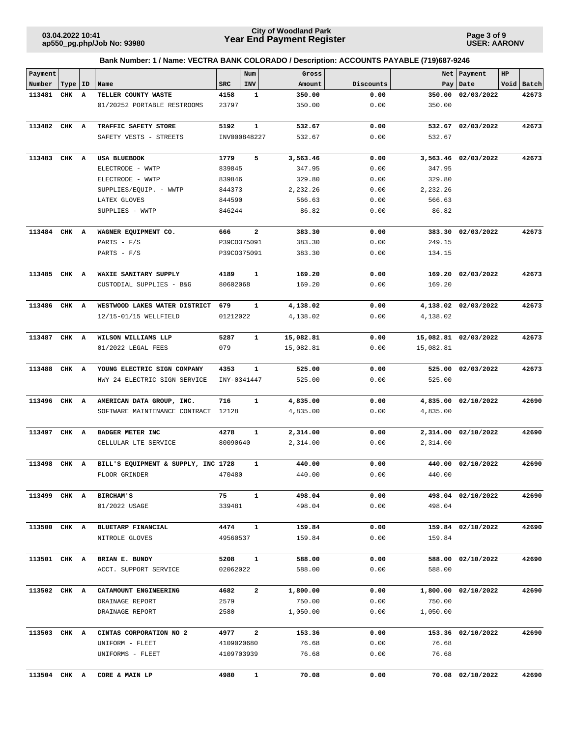**Bank Number: 1 / Name: VECTRA BANK COLORADO / Description: ACCOUNTS PAYABLE (719)687-9246**

| Payment Number | Type | ID | Name | SRC | Num INV | Gross Amount | Discounts | Net Pay | Payment Date | HP Void | Batch |
|---|---|---|---|---|---|---|---|---|---|---|---|
| **113481** | **CHK** | **A** | **TELLER COUNTY WASTE** | **4158** | **1** | **350.00** | **0.00** | **350.00** | **02/03/2022** | | **42673** |
| | | | 01/20252 PORTABLE RESTROOMS | 23797 | | 350.00 | 0.00 | 350.00 | | | |
| **113482** | **CHK** | **A** | **TRAFFIC SAFETY STORE** | **5192** | **1** | **532.67** | **0.00** | **532.67** | **02/03/2022** | | **42673** |
| | | | SAFETY VESTS - STREETS | INV000848227 | | 532.67 | 0.00 | 532.67 | | | |
| **113483** | **CHK** | **A** | **USA BLUEBOOK** | **1779** | **5** | **3,563.46** | **0.00** | **3,563.46** | **02/03/2022** | | **42673** |
| | | | ELECTRODE - WWTP | 839845 | | 347.95 | 0.00 | 347.95 | | | |
| | | | ELECTRODE - WWTP | 839846 | | 329.80 | 0.00 | 329.80 | | | |
| | | | SUPPLIES/EQUIP. - WWTP | 844373 | | 2,232.26 | 0.00 | 2,232.26 | | | |
| | | | LATEX GLOVES | 844590 | | 566.63 | 0.00 | 566.63 | | | |
| | | | SUPPLIES - WWTP | 846244 | | 86.82 | 0.00 | 86.82 | | | |
| **113484** | **CHK** | **A** | **WAGNER EQUIPMENT CO.** | **666** | **2** | **383.30** | **0.00** | **383.30** | **02/03/2022** | | **42673** |
| | | | PARTS - F/S | P39CO375091 | | 383.30 | 0.00 | 249.15 | | | |
| | | | PARTS - F/S | P39CO375091 | | 383.30 | 0.00 | 134.15 | | | |
| **113485** | **CHK** | **A** | **WAXIE SANITARY SUPPLY** | **4189** | **1** | **169.20** | **0.00** | **169.20** | **02/03/2022** | | **42673** |
| | | | CUSTODIAL SUPPLIES - B&G | 80602068 | | 169.20 | 0.00 | 169.20 | | | |
| **113486** | **CHK** | **A** | **WESTWOOD LAKES WATER DISTRICT** | **679** | **1** | **4,138.02** | **0.00** | **4,138.02** | **02/03/2022** | | **42673** |
| | | | 12/15-01/15 WELLFIELD | 01212022 | | 4,138.02 | 0.00 | 4,138.02 | | | |
| **113487** | **CHK** | **A** | **WILSON WILLIAMS LLP** | **5287** | **1** | **15,082.81** | **0.00** | **15,082.81** | **02/03/2022** | | **42673** |
| | | | 01/2022 LEGAL FEES | 079 | | 15,082.81 | 0.00 | 15,082.81 | | | |
| **113488** | **CHK** | **A** | **YOUNG ELECTRIC SIGN COMPANY** | **4353** | **1** | **525.00** | **0.00** | **525.00** | **02/03/2022** | | **42673** |
| | | | HWY 24 ELECTRIC SIGN SERVICE | INY-0341447 | | 525.00 | 0.00 | 525.00 | | | |
| **113496** | **CHK** | **A** | **AMERICAN DATA GROUP, INC.** | **716** | **1** | **4,835.00** | **0.00** | **4,835.00** | **02/10/2022** | | **42690** |
| | | | SOFTWARE MAINTENANCE CONTRACT | 12128 | | 4,835.00 | 0.00 | 4,835.00 | | | |
| **113497** | **CHK** | **A** | **BADGER METER INC** | **4278** | **1** | **2,314.00** | **0.00** | **2,314.00** | **02/10/2022** | | **42690** |
| | | | CELLULAR LTE SERVICE | 80090640 | | 2,314.00 | 0.00 | 2,314.00 | | | |
| **113498** | **CHK** | **A** | **BILL'S EQUIPMENT & SUPPLY, INC** | **1728** | **1** | **440.00** | **0.00** | **440.00** | **02/10/2022** | | **42690** |
| | | | FLOOR GRINDER | 470480 | | 440.00 | 0.00 | 440.00 | | | |
| **113499** | **CHK** | **A** | **BIRCHAM'S** | **75** | **1** | **498.04** | **0.00** | **498.04** | **02/10/2022** | | **42690** |
| | | | 01/2022 USAGE | 339481 | | 498.04 | 0.00 | 498.04 | | | |
| **113500** | **CHK** | **A** | **BLUETARP FINANCIAL** | **4474** | **1** | **159.84** | **0.00** | **159.84** | **02/10/2022** | | **42690** |
| | | | NITROLE GLOVES | 49560537 | | 159.84 | 0.00 | 159.84 | | | |
| **113501** | **CHK** | **A** | **BRIAN E. BUNDY** | **5208** | **1** | **588.00** | **0.00** | **588.00** | **02/10/2022** | | **42690** |
| | | | ACCT. SUPPORT SERVICE | 02062022 | | 588.00 | 0.00 | 588.00 | | | |
| **113502** | **CHK** | **A** | **CATAMOUNT ENGINEERING** | **4682** | **2** | **1,800.00** | **0.00** | **1,800.00** | **02/10/2022** | | **42690** |
| | | | DRAINAGE REPORT | 2579 | | 750.00 | 0.00 | 750.00 | | | |
| | | | DRAINAGE REPORT | 2580 | | 1,050.00 | 0.00 | 1,050.00 | | | |
| **113503** | **CHK** | **A** | **CINTAS CORPORATION NO 2** | **4977** | **2** | **153.36** | **0.00** | **153.36** | **02/10/2022** | | **42690** |
| | | | UNIFORM - FLEET | 4109020680 | | 76.68 | 0.00 | 76.68 | | | |
| | | | UNIFORMS - FLEET | 4109703939 | | 76.68 | 0.00 | 76.68 | | | |
| **113504** | **CHK** | **A** | **CORE & MAIN LP** | **4980** | **1** | **70.08** | **0.00** | **70.08** | **02/10/2022** | | **42690** |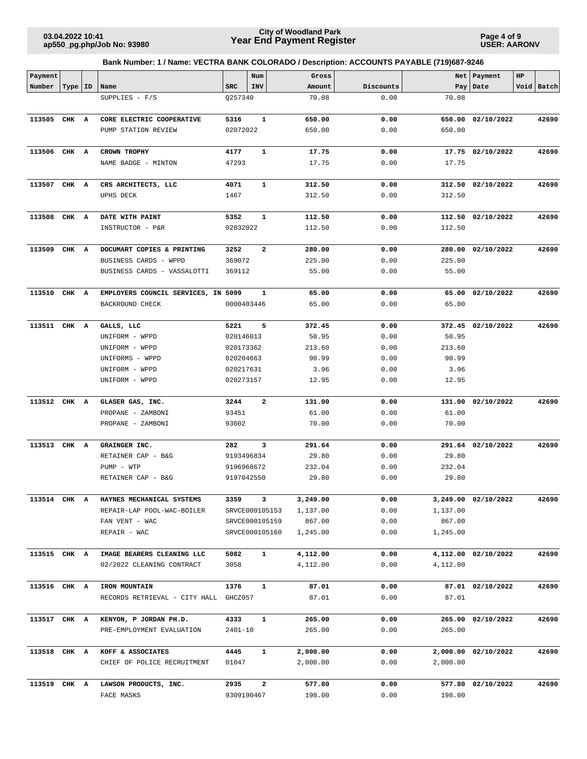**Bank Number: 1 / Name: VECTRA BANK COLORADO / Description: ACCOUNTS PAYABLE (719)687-9246**

| Payment Number | Type | ID | Name | SRC | Num INV | Gross Amount | Discounts | Net Pay | Payment Date | HP Void | Batch |
|---|---|---|---|---|---|---|---|---|---|---|---|
| | | | SUPPLIES - F/S | Q257340 | | 70.08 | 0.00 | 70.08 | | | |
| **113505** | **CHK** | **A** | **CORE ELECTRIC COOPERATIVE** | **5316** | **1** | **650.00** | **0.00** | **650.00** | **02/10/2022** | | **42690** |
| | | | PUMP STATION REVIEW | 02072022 | | 650.00 | 0.00 | 650.00 | | | |
| **113506** | **CHK** | **A** | **CROWN TROPHY** | **4177** | **1** | **17.75** | **0.00** | **17.75** | **02/10/2022** | | **42690** |
| | | | NAME BADGE - MINTON | 47293 | | 17.75 | 0.00 | 17.75 | | | |
| **113507** | **CHK** | **A** | **CRS ARCHITECTS, LLC** | **4071** | **1** | **312.50** | **0.00** | **312.50** | **02/10/2022** | | **42690** |
| | | | UPHS DECK | 1467 | | 312.50 | 0.00 | 312.50 | | | |
| **113508** | **CHK** | **A** | **DATE WITH PAINT** | **5352** | **1** | **112.50** | **0.00** | **112.50** | **02/10/2022** | | **42690** |
| | | | INSTRUCTOR - P&R | 02032022 | | 112.50 | 0.00 | 112.50 | | | |
| **113509** | **CHK** | **A** | **DOCUMART COPIES & PRINTING** | **3252** | **2** | **280.00** | **0.00** | **280.00** | **02/10/2022** | | **42690** |
| | | | BUSINESS CARDS - WPPD | 369072 | | 225.00 | 0.00 | 225.00 | | | |
| | | | BUSINESS CARDS - VASSALOTTI | 369112 | | 55.00 | 0.00 | 55.00 | | | |
| **113510** | **CHK** | **A** | **EMPLOYERS COUNCIL SERVICES, IN** | **5099** | **1** | **65.00** | **0.00** | **65.00** | **02/10/2022** | | **42690** |
| | | | BACKROUND CHECK | 0000403446 | | 65.00 | 0.00 | 65.00 | | | |
| **113511** | **CHK** | **A** | **GALLS, LLC** | **5221** | **5** | **372.45** | **0.00** | **372.45** | **02/10/2022** | | **42690** |
| | | | UNIFORM - WPPD | 020146013 | | 50.95 | 0.00 | 50.95 | | | |
| | | | UNIFORM - WPPD | 020173362 | | 213.60 | 0.00 | 213.60 | | | |
| | | | UNIFORMS - WPPD | 020204663 | | 90.99 | 0.00 | 90.99 | | | |
| | | | UNIFORM - WPPD | 020217631 | | 3.96 | 0.00 | 3.96 | | | |
| | | | UNIFORM - WPPD | 020273157 | | 12.95 | 0.00 | 12.95 | | | |
| **113512** | **CHK** | **A** | **GLASER GAS, INC.** | **3244** | **2** | **131.00** | **0.00** | **131.00** | **02/10/2022** | | **42690** |
| | | | PROPANE - ZAMBONI | 93451 | | 61.00 | 0.00 | 61.00 | | | |
| | | | PROPANE - ZAMBONI | 93602 | | 70.00 | 0.00 | 70.00 | | | |
| **113513** | **CHK** | **A** | **GRAINGER INC.** | **282** | **3** | **291.64** | **0.00** | **291.64** | **02/10/2022** | | **42690** |
| | | | RETAINER CAP - B&G | 9193496834 | | 29.80 | 0.00 | 29.80 | | | |
| | | | PUMP - WTP | 9196968672 | | 232.04 | 0.00 | 232.04 | | | |
| | | | RETAINER CAP - B&G | 9197042550 | | 29.80 | 0.00 | 29.80 | | | |
| **113514** | **CHK** | **A** | **HAYNES MECHANICAL SYSTEMS** | **3359** | **3** | **3,249.00** | **0.00** | **3,249.00** | **02/10/2022** | | **42690** |
| | | | REPAIR-LAP POOL-WAC-BOILER | SRVCE000105153 | | 1,137.00 | 0.00 | 1,137.00 | | | |
| | | | FAN VENT - WAC | SRVCE000105159 | | 867.00 | 0.00 | 867.00 | | | |
| | | | REPAIR - WAC | SRVCE000105160 | | 1,245.00 | 0.00 | 1,245.00 | | | |
| **113515** | **CHK** | **A** | **IMAGE BEARERS CLEANING LLC** | **5082** | **1** | **4,112.00** | **0.00** | **4,112.00** | **02/10/2022** | | **42690** |
| | | | 02/2022 CLEANING CONTRACT | 3058 | | 4,112.00 | 0.00 | 4,112.00 | | | |
| **113516** | **CHK** | **A** | **IRON MOUNTAIN** | **1376** | **1** | **87.01** | **0.00** | **87.01** | **02/10/2022** | | **42690** |
| | | | RECORDS RETRIEVAL - CITY HALL | GHCZ057 | | 87.01 | 0.00 | 87.01 | | | |
| **113517** | **CHK** | **A** | **KENYON, P JORDAN PH.D.** | **4333** | **1** | **265.00** | **0.00** | **265.00** | **02/10/2022** | | **42690** |
| | | | PRE-EMPLOYMENT EVALUATION | 2401-10 | | 265.00 | 0.00 | 265.00 | | | |
| **113518** | **CHK** | **A** | **KOFF & ASSOCIATES** | **4445** | **1** | **2,000.00** | **0.00** | **2,000.00** | **02/10/2022** | | **42690** |
| | | | CHIEF OF POLICE RECRUITMENT | 01047 | | 2,000.00 | 0.00 | 2,000.00 | | | |
| **113519** | **CHK** | **A** | **LAWSON PRODUCTS, INC.** | **2935** | **2** | **577.80** | **0.00** | **577.80** | **02/10/2022** | | **42690** |
| | | | FACE MASKS | 9309190467 | | 198.00 | 0.00 | 198.00 | | | |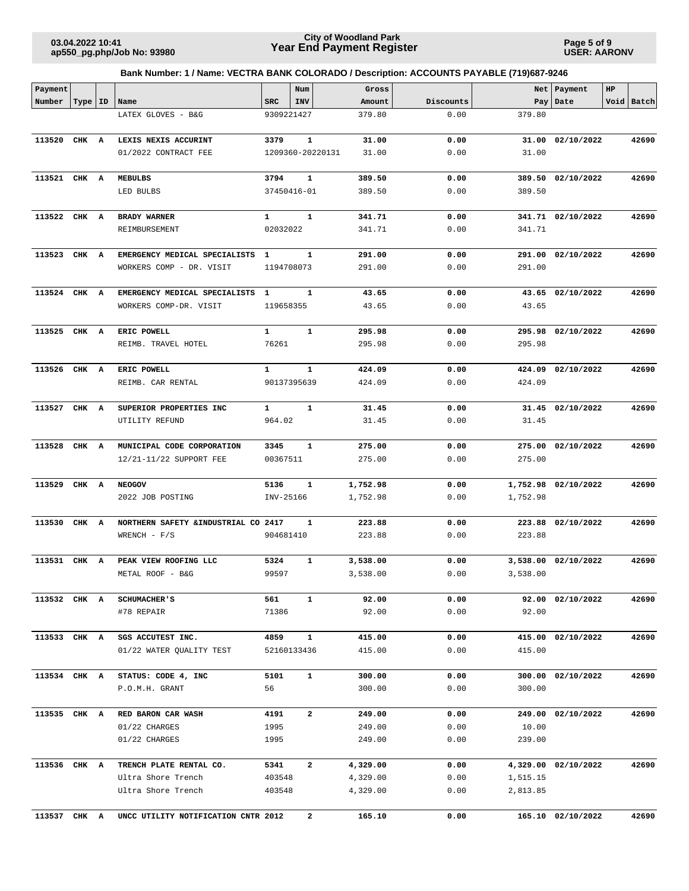**Bank Number: 1 / Name: VECTRA BANK COLORADO / Description: ACCOUNTS PAYABLE (719)687-9246**

| Payment Number | Type | ID | Name | SRC | Num INV | Gross Amount | Discounts | Net Pay | Payment Date | HP Void | Batch |
|---|---|---|---|---|---|---|---|---|---|---|---|
| | | | LATEX GLOVES - B&G | 9309221427 | | 379.80 | 0.00 | 379.80 | | | |
| **113520** | **CHK** | **A** | **LEXIS NEXIS ACCURINT** | **3379** | **1** | **31.00** | **0.00** | **31.00** | **02/10/2022** | | **42690** |
| | | | 01/2022 CONTRACT FEE | 1209360-20220131 | | 31.00 | 0.00 | 31.00 | | | |
| **113521** | **CHK** | **A** | **MEBULBS** | **3794** | **1** | **389.50** | **0.00** | **389.50** | **02/10/2022** | | **42690** |
| | | | LED BULBS | 37450416-01 | | 389.50 | 0.00 | 389.50 | | | |
| **113522** | **CHK** | **A** | **BRADY WARNER** | **1** | **1** | **341.71** | **0.00** | **341.71** | **02/10/2022** | | **42690** |
| | | | REIMBURSEMENT | 02032022 | | 341.71 | 0.00 | 341.71 | | | |
| **113523** | **CHK** | **A** | **EMERGENCY MEDICAL SPECIALISTS** | **1** | **1** | **291.00** | **0.00** | **291.00** | **02/10/2022** | | **42690** |
| | | | WORKERS COMP - DR. VISIT | 1194708073 | | 291.00 | 0.00 | 291.00 | | | |
| **113524** | **CHK** | **A** | **EMERGENCY MEDICAL SPECIALISTS** | **1** | **1** | **43.65** | **0.00** | **43.65** | **02/10/2022** | | **42690** |
| | | | WORKERS COMP-DR. VISIT | 119658355 | | 43.65 | 0.00 | 43.65 | | | |
| **113525** | **CHK** | **A** | **ERIC POWELL** | **1** | **1** | **295.98** | **0.00** | **295.98** | **02/10/2022** | | **42690** |
| | | | REIMB. TRAVEL HOTEL | 76261 | | 295.98 | 0.00 | 295.98 | | | |
| **113526** | **CHK** | **A** | **ERIC POWELL** | **1** | **1** | **424.09** | **0.00** | **424.09** | **02/10/2022** | | **42690** |
| | | | REIMB. CAR RENTAL | 90137395639 | | 424.09 | 0.00 | 424.09 | | | |
| **113527** | **CHK** | **A** | **SUPERIOR PROPERTIES INC** | **1** | **1** | **31.45** | **0.00** | **31.45** | **02/10/2022** | | **42690** |
| | | | UTILITY REFUND | 964.02 | | 31.45 | 0.00 | 31.45 | | | |
| **113528** | **CHK** | **A** | **MUNICIPAL CODE CORPORATION** | **3345** | **1** | **275.00** | **0.00** | **275.00** | **02/10/2022** | | **42690** |
| | | | 12/21-11/22 SUPPORT FEE | 00367511 | | 275.00 | 0.00 | 275.00 | | | |
| **113529** | **CHK** | **A** | **NEOGOV** | **5136** | **1** | **1,752.98** | **0.00** | **1,752.98** | **02/10/2022** | | **42690** |
| | | | 2022 JOB POSTING | INV-25166 | | 1,752.98 | 0.00 | 1,752.98 | | | |
| **113530** | **CHK** | **A** | **NORTHERN SAFETY &INDUSTRIAL CO** | **2417** | **1** | **223.88** | **0.00** | **223.88** | **02/10/2022** | | **42690** |
| | | | WRENCH - F/S | 904681410 | | 223.88 | 0.00 | 223.88 | | | |
| **113531** | **CHK** | **A** | **PEAK VIEW ROOFING LLC** | **5324** | **1** | **3,538.00** | **0.00** | **3,538.00** | **02/10/2022** | | **42690** |
| | | | METAL ROOF - B&G | 99597 | | 3,538.00 | 0.00 | 3,538.00 | | | |
| **113532** | **CHK** | **A** | **SCHUMACHER'S** | **561** | **1** | **92.00** | **0.00** | **92.00** | **02/10/2022** | | **42690** |
| | | | #78 REPAIR | 71386 | | 92.00 | 0.00 | 92.00 | | | |
| **113533** | **CHK** | **A** | **SGS ACCUTEST INC.** | **4859** | **1** | **415.00** | **0.00** | **415.00** | **02/10/2022** | | **42690** |
| | | | 01/22 WATER QUALITY TEST | 52160133436 | | 415.00 | 0.00 | 415.00 | | | |
| **113534** | **CHK** | **A** | **STATUS: CODE 4, INC** | **5101** | **1** | **300.00** | **0.00** | **300.00** | **02/10/2022** | | **42690** |
| | | | P.O.M.H. GRANT | 56 | | 300.00 | 0.00 | 300.00 | | | |
| **113535** | **CHK** | **A** | **RED BARON CAR WASH** | **4191** | **2** | **249.00** | **0.00** | **249.00** | **02/10/2022** | | **42690** |
| | | | 01/22 CHARGES | 1995 | | 249.00 | 0.00 | 10.00 | | | |
| | | | 01/22 CHARGES | 1995 | | 249.00 | 0.00 | 239.00 | | | |
| **113536** | **CHK** | **A** | **TRENCH PLATE RENTAL CO.** | **5341** | **2** | **4,329.00** | **0.00** | **4,329.00** | **02/10/2022** | | **42690** |
| | | | Ultra Shore Trench | 403548 | | 4,329.00 | 0.00 | 1,515.15 | | | |
| | | | Ultra Shore Trench | 403548 | | 4,329.00 | 0.00 | 2,813.85 | | | |
| **113537** | **CHK** | **A** | **UNCC UTILITY NOTIFICATION CNTR** | **2012** | **2** | **165.10** | **0.00** | **165.10** | **02/10/2022** | | **42690** |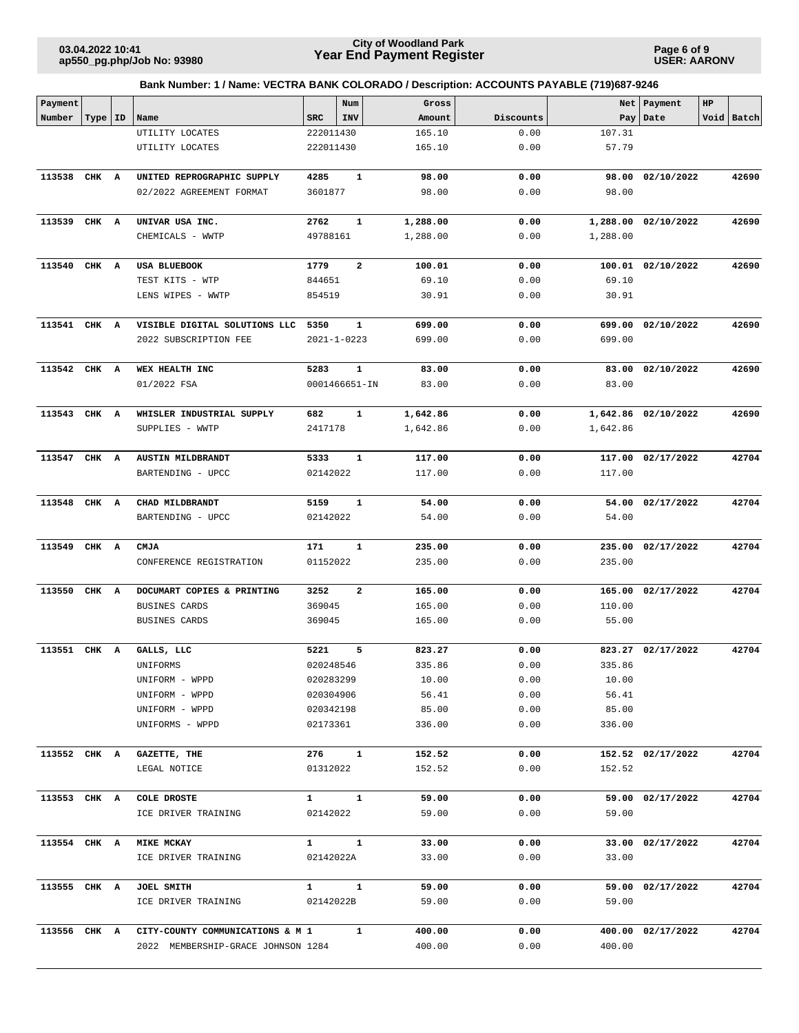**City of Woodland Park**
# Year End Payment Register

03.04.2022 10:41
ap550_pg.php/Job No: 93980

USER: AARONV

**Bank Number: 1 / Name: VECTRA BANK COLORADO / Description: ACCOUNTS PAYABLE (719)687-9246**

| Payment Number | Type | ID | Name | SRC | Num INV | Gross Amount | Discounts | Net Pay | Payment Date | HP Void | Batch |
|---|---|---|---|---|---|---|---|---|---|---|---|
| | | | UTILITY LOCATES | 222011430 | | 165.10 | 0.00 | 107.31 | | | |
| | | | UTILITY LOCATES | 222011430 | | 165.10 | 0.00 | 57.79 | | | |
| **113538** | **CHK** | **A** | **UNITED REPROGRAPHIC SUPPLY** | **4285** | **1** | **98.00** | **0.00** | **98.00** | **02/10/2022** | | **42690** |
| | | | 02/2022 AGREEMENT FORMAT | 3601877 | | 98.00 | 0.00 | 98.00 | | | |
| **113539** | **CHK** | **A** | **UNIVAR USA INC.** | **2762** | **1** | **1,288.00** | **0.00** | **1,288.00** | **02/10/2022** | | **42690** |
| | | | CHEMICALS - WWTP | 49788161 | | 1,288.00 | 0.00 | 1,288.00 | | | |
| **113540** | **CHK** | **A** | **USA BLUEBOOK** | **1779** | **2** | **100.01** | **0.00** | **100.01** | **02/10/2022** | | **42690** |
| | | | TEST KITS - WTP | 844651 | | 69.10 | 0.00 | 69.10 | | | |
| | | | LENS WIPES - WWTP | 854519 | | 30.91 | 0.00 | 30.91 | | | |
| **113541** | **CHK** | **A** | **VISIBLE DIGITAL SOLUTIONS LLC** | **5350** | **1** | **699.00** | **0.00** | **699.00** | **02/10/2022** | | **42690** |
| | | | 2022 SUBSCRIPTION FEE | 2021-1-0223 | | 699.00 | 0.00 | 699.00 | | | |
| **113542** | **CHK** | **A** | **WEX HEALTH INC** | **5283** | **1** | **83.00** | **0.00** | **83.00** | **02/10/2022** | | **42690** |
| | | | 01/2022 FSA | 0001466651-IN | | 83.00 | 0.00 | 83.00 | | | |
| **113543** | **CHK** | **A** | **WHISLER INDUSTRIAL SUPPLY** | **682** | **1** | **1,642.86** | **0.00** | **1,642.86** | **02/10/2022** | | **42690** |
| | | | SUPPLIES - WWTP | 2417178 | | 1,642.86 | 0.00 | 1,642.86 | | | |
| **113547** | **CHK** | **A** | **AUSTIN MILDBRANDT** | **5333** | **1** | **117.00** | **0.00** | **117.00** | **02/17/2022** | | **42704** |
| | | | BARTENDING - UPCC | 02142022 | | 117.00 | 0.00 | 117.00 | | | |
| **113548** | **CHK** | **A** | **CHAD MILDBRANDT** | **5159** | **1** | **54.00** | **0.00** | **54.00** | **02/17/2022** | | **42704** |
| | | | BARTENDING - UPCC | 02142022 | | 54.00 | 0.00 | 54.00 | | | |
| **113549** | **CHK** | **A** | **CMJA** | **171** | **1** | **235.00** | **0.00** | **235.00** | **02/17/2022** | | **42704** |
| | | | CONFERENCE REGISTRATION | 01152022 | | 235.00 | 0.00 | 235.00 | | | |
| **113550** | **CHK** | **A** | **DOCUMART COPIES & PRINTING** | **3252** | **2** | **165.00** | **0.00** | **165.00** | **02/17/2022** | | **42704** |
| | | | BUSINES CARDS | 369045 | | 165.00 | 0.00 | 110.00 | | | |
| | | | BUSINES CARDS | 369045 | | 165.00 | 0.00 | 55.00 | | | |
| **113551** | **CHK** | **A** | **GALLS, LLC** | **5221** | **5** | **823.27** | **0.00** | **823.27** | **02/17/2022** | | **42704** |
| | | | UNIFORMS | 020248546 | | 335.86 | 0.00 | 335.86 | | | |
| | | | UNIFORM - WPPD | 020283299 | | 10.00 | 0.00 | 10.00 | | | |
| | | | UNIFORM - WPPD | 020304906 | | 56.41 | 0.00 | 56.41 | | | |
| | | | UNIFORM - WPPD | 020342198 | | 85.00 | 0.00 | 85.00 | | | |
| | | | UNIFORMS - WPPD | 02173361 | | 336.00 | 0.00 | 336.00 | | | |
| **113552** | **CHK** | **A** | **GAZETTE, THE** | **276** | **1** | **152.52** | **0.00** | **152.52** | **02/17/2022** | | **42704** |
| | | | LEGAL NOTICE | 01312022 | | 152.52 | 0.00 | 152.52 | | | |
| **113553** | **CHK** | **A** | **COLE DROSTE** | **1** | **1** | **59.00** | **0.00** | **59.00** | **02/17/2022** | | **42704** |
| | | | ICE DRIVER TRAINING | 02142022 | | 59.00 | 0.00 | 59.00 | | | |
| **113554** | **CHK** | **A** | **MIKE MCKAY** | **1** | **1** | **33.00** | **0.00** | **33.00** | **02/17/2022** | | **42704** |
| | | | ICE DRIVER TRAINING | 02142022A | | 33.00 | 0.00 | 33.00 | | | |
| **113555** | **CHK** | **A** | **JOEL SMITH** | **1** | **1** | **59.00** | **0.00** | **59.00** | **02/17/2022** | | **42704** |
| | | | ICE DRIVER TRAINING | 02142022B | | 59.00 | 0.00 | 59.00 | | | |
| **113556** | **CHK** | **A** | **CITY-COUNTY COMMUNICATIONS & M** | **1** | **1** | **400.00** | **0.00** | **400.00** | **02/17/2022** | | **42704** |
| | | | 2022 MEMBERSHIP-GRACE JOHNSON | 1284 | | 400.00 | 0.00 | 400.00 | | | |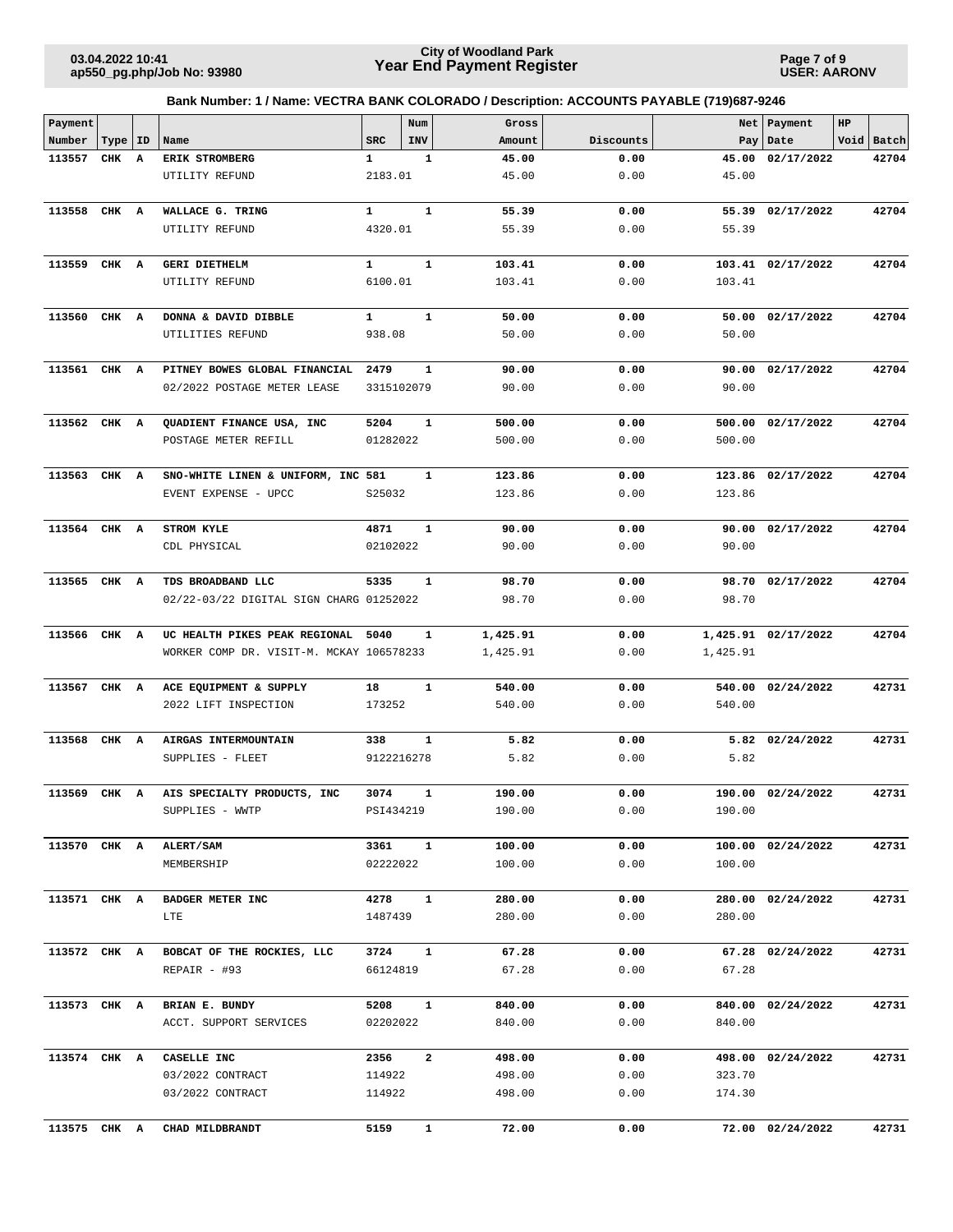## City of Woodland Park
## Year End Payment Register

**Bank Number: 1 / Name: VECTRA BANK COLORADO / Description: ACCOUNTS PAYABLE (719)687-9246**

| Payment Number | Type | ID | Name | SRC | Num INV | Gross Amount | Discounts | Net Pay | Payment Date | HP Void | Batch |
|---|---|---|---|---|---|---|---|---|---|---|---|
| 113557 | CHK | A | ERIK STROMBERG | 1 | 1 | 45.00 | 0.00 | 45.00 | 02/17/2022 | | 42704 |
| | | | UTILITY REFUND | 2183.01 | | 45.00 | 0.00 | 45.00 | | | |
| 113558 | CHK | A | WALLACE G. TRING | 1 | 1 | 55.39 | 0.00 | 55.39 | 02/17/2022 | | 42704 |
| | | | UTILITY REFUND | 4320.01 | | 55.39 | 0.00 | 55.39 | | | |
| 113559 | CHK | A | GERI DIETHELM | 1 | 1 | 103.41 | 0.00 | 103.41 | 02/17/2022 | | 42704 |
| | | | UTILITY REFUND | 6100.01 | | 103.41 | 0.00 | 103.41 | | | |
| 113560 | CHK | A | DONNA & DAVID DIBBLE | 1 | 1 | 50.00 | 0.00 | 50.00 | 02/17/2022 | | 42704 |
| | | | UTILITIES REFUND | 938.08 | | 50.00 | 0.00 | 50.00 | | | |
| 113561 | CHK | A | PITNEY BOWES GLOBAL FINANCIAL | 2479 | 1 | 90.00 | 0.00 | 90.00 | 02/17/2022 | | 42704 |
| | | | 02/2022 POSTAGE METER LEASE | 3315102079 | | 90.00 | 0.00 | 90.00 | | | |
| 113562 | CHK | A | QUADIENT FINANCE USA, INC | 5204 | 1 | 500.00 | 0.00 | 500.00 | 02/17/2022 | | 42704 |
| | | | POSTAGE METER REFILL | 01282022 | | 500.00 | 0.00 | 500.00 | | | |
| 113563 | CHK | A | SNO-WHITE LINEN & UNIFORM, INC | 581 | 1 | 123.86 | 0.00 | 123.86 | 02/17/2022 | | 42704 |
| | | | EVENT EXPENSE - UPCC | S25032 | | 123.86 | 0.00 | 123.86 | | | |
| 113564 | CHK | A | STROM KYLE | 4871 | 1 | 90.00 | 0.00 | 90.00 | 02/17/2022 | | 42704 |
| | | | CDL PHYSICAL | 02102022 | | 90.00 | 0.00 | 90.00 | | | |
| 113565 | CHK | A | TDS BROADBAND LLC | 5335 | 1 | 98.70 | 0.00 | 98.70 | 02/17/2022 | | 42704 |
| | | | 02/22-03/22 DIGITAL SIGN CHARG | 01252022 | | 98.70 | 0.00 | 98.70 | | | |
| 113566 | CHK | A | UC HEALTH PIKES PEAK REGIONAL | 5040 | 1 | 1,425.91 | 0.00 | 1,425.91 | 02/17/2022 | | 42704 |
| | | | WORKER COMP DR. VISIT-M. MCKAY | 106578233 | | 1,425.91 | 0.00 | 1,425.91 | | | |
| 113567 | CHK | A | ACE EQUIPMENT & SUPPLY | 18 | 1 | 540.00 | 0.00 | 540.00 | 02/24/2022 | | 42731 |
| | | | 2022 LIFT INSPECTION | 173252 | | 540.00 | 0.00 | 540.00 | | | |
| 113568 | CHK | A | AIRGAS INTERMOUNTAIN | 338 | 1 | 5.82 | 0.00 | 5.82 | 02/24/2022 | | 42731 |
| | | | SUPPLIES - FLEET | 9122216278 | | 5.82 | 0.00 | 5.82 | | | |
| 113569 | CHK | A | AIS SPECIALTY PRODUCTS, INC | 3074 | 1 | 190.00 | 0.00 | 190.00 | 02/24/2022 | | 42731 |
| | | | SUPPLIES - WWTP | PSI434219 | | 190.00 | 0.00 | 190.00 | | | |
| 113570 | CHK | A | ALERT/SAM | 3361 | 1 | 100.00 | 0.00 | 100.00 | 02/24/2022 | | 42731 |
| | | | MEMBERSHIP | 02222022 | | 100.00 | 0.00 | 100.00 | | | |
| 113571 | CHK | A | BADGER METER INC | 4278 | 1 | 280.00 | 0.00 | 280.00 | 02/24/2022 | | 42731 |
| | | | LTE | 1487439 | | 280.00 | 0.00 | 280.00 | | | |
| 113572 | CHK | A | BOBCAT OF THE ROCKIES, LLC | 3724 | 1 | 67.28 | 0.00 | 67.28 | 02/24/2022 | | 42731 |
| | | | REPAIR - #93 | 66124819 | | 67.28 | 0.00 | 67.28 | | | |
| 113573 | CHK | A | BRIAN E. BUNDY | 5208 | 1 | 840.00 | 0.00 | 840.00 | 02/24/2022 | | 42731 |
| | | | ACCT. SUPPORT SERVICES | 02202022 | | 840.00 | 0.00 | 840.00 | | | |
| 113574 | CHK | A | CASELLE INC | 2356 | 2 | 498.00 | 0.00 | 498.00 | 02/24/2022 | | 42731 |
| | | | 03/2022 CONTRACT | 114922 | | 498.00 | 0.00 | 323.70 | | | |
| | | | 03/2022 CONTRACT | 114922 | | 498.00 | 0.00 | 174.30 | | | |
| 113575 | CHK | A | CHAD MILDBRANDT | 5159 | 1 | 72.00 | 0.00 | 72.00 | 02/24/2022 | | 42731 |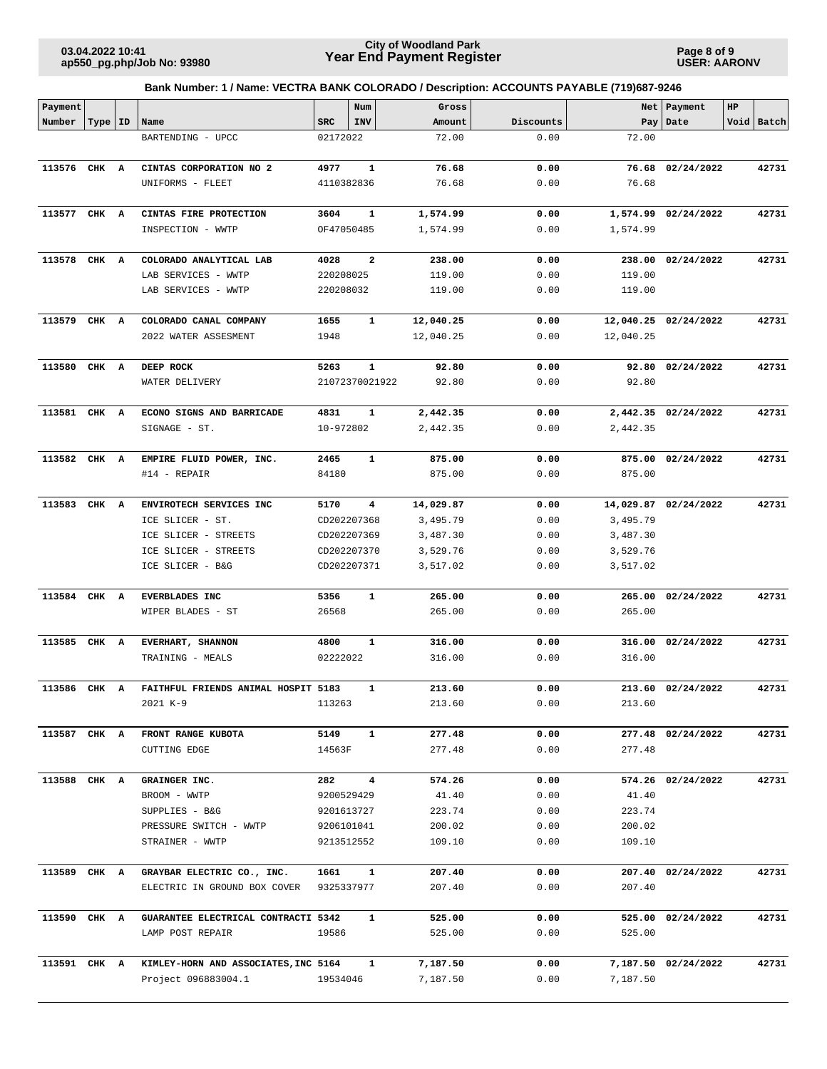**Bank Number: 1 / Name: VECTRA BANK COLORADO / Description: ACCOUNTS PAYABLE (719)687-9246**

| Payment Number | Type | ID | Name | SRC | Num INV | Gross Amount | Discounts | Net Pay | Payment Date | HP Void | Batch |
|---|---|---|---|---|---|---|---|---|---|---|---|
| | | | BARTENDING - UPCC | 02172022 | | 72.00 | 0.00 | 72.00 | | | |
| **113576** | **CHK** | **A** | **CINTAS CORPORATION NO 2** | **4977** | **1** | **76.68** | **0.00** | **76.68** | **02/24/2022** | | **42731** |
| | | | UNIFORMS - FLEET | 4110382836 | | 76.68 | 0.00 | 76.68 | | | |
| **113577** | **CHK** | **A** | **CINTAS FIRE PROTECTION** | **3604** | **1** | **1,574.99** | **0.00** | **1,574.99** | **02/24/2022** | | **42731** |
| | | | INSPECTION - WWTP | OF47050485 | | 1,574.99 | 0.00 | 1,574.99 | | | |
| **113578** | **CHK** | **A** | **COLORADO ANALYTICAL LAB** | **4028** | **2** | **238.00** | **0.00** | **238.00** | **02/24/2022** | | **42731** |
| | | | LAB SERVICES - WWTP | 220208025 | | 119.00 | 0.00 | 119.00 | | | |
| | | | LAB SERVICES - WWTP | 220208032 | | 119.00 | 0.00 | 119.00 | | | |
| **113579** | **CHK** | **A** | **COLORADO CANAL COMPANY** | **1655** | **1** | **12,040.25** | **0.00** | **12,040.25** | **02/24/2022** | | **42731** |
| | | | 2022 WATER ASSESMENT | 1948 | | 12,040.25 | 0.00 | 12,040.25 | | | |
| **113580** | **CHK** | **A** | **DEEP ROCK** | **5263** | **1** | **92.80** | **0.00** | **92.80** | **02/24/2022** | | **42731** |
| | | | WATER DELIVERY | 21072370021922 | | 92.80 | 0.00 | 92.80 | | | |
| **113581** | **CHK** | **A** | **ECONO SIGNS AND BARRICADE** | **4831** | **1** | **2,442.35** | **0.00** | **2,442.35** | **02/24/2022** | | **42731** |
| | | | SIGNAGE - ST. | 10-972802 | | 2,442.35 | 0.00 | 2,442.35 | | | |
| **113582** | **CHK** | **A** | **EMPIRE FLUID POWER, INC.** | **2465** | **1** | **875.00** | **0.00** | **875.00** | **02/24/2022** | | **42731** |
| | | | #14 - REPAIR | 84180 | | 875.00 | 0.00 | 875.00 | | | |
| **113583** | **CHK** | **A** | **ENVIROTECH SERVICES INC** | **5170** | **4** | **14,029.87** | **0.00** | **14,029.87** | **02/24/2022** | | **42731** |
| | | | ICE SLICER - ST. | CD202207368 | | 3,495.79 | 0.00 | 3,495.79 | | | |
| | | | ICE SLICER - STREETS | CD202207369 | | 3,487.30 | 0.00 | 3,487.30 | | | |
| | | | ICE SLICER - STREETS | CD202207370 | | 3,529.76 | 0.00 | 3,529.76 | | | |
| | | | ICE SLICER - B&G | CD202207371 | | 3,517.02 | 0.00 | 3,517.02 | | | |
| **113584** | **CHK** | **A** | **EVERBLADES INC** | **5356** | **1** | **265.00** | **0.00** | **265.00** | **02/24/2022** | | **42731** |
| | | | WIPER BLADES - ST | 26568 | | 265.00 | 0.00 | 265.00 | | | |
| **113585** | **CHK** | **A** | **EVERHART, SHANNON** | **4800** | **1** | **316.00** | **0.00** | **316.00** | **02/24/2022** | | **42731** |
| | | | TRAINING - MEALS | 02222022 | | 316.00 | 0.00 | 316.00 | | | |
| **113586** | **CHK** | **A** | **FAITHFUL FRIENDS ANIMAL HOSPIT** | **5183** | **1** | **213.60** | **0.00** | **213.60** | **02/24/2022** | | **42731** |
| | | | 2021 K-9 | 113263 | | 213.60 | 0.00 | 213.60 | | | |
| **113587** | **CHK** | **A** | **FRONT RANGE KUBOTA** | **5149** | **1** | **277.48** | **0.00** | **277.48** | **02/24/2022** | | **42731** |
| | | | CUTTING EDGE | 14563F | | 277.48 | 0.00 | 277.48 | | | |
| **113588** | **CHK** | **A** | **GRAINGER INC.** | **282** | **4** | **574.26** | **0.00** | **574.26** | **02/24/2022** | | **42731** |
| | | | BROOM - WWTP | 9200529429 | | 41.40 | 0.00 | 41.40 | | | |
| | | | SUPPLIES - B&G | 9201613727 | | 223.74 | 0.00 | 223.74 | | | |
| | | | PRESSURE SWITCH - WWTP | 9206101041 | | 200.02 | 0.00 | 200.02 | | | |
| | | | STRAINER - WWTP | 9213512552 | | 109.10 | 0.00 | 109.10 | | | |
| **113589** | **CHK** | **A** | **GRAYBAR ELECTRIC CO., INC.** | **1661** | **1** | **207.40** | **0.00** | **207.40** | **02/24/2022** | | **42731** |
| | | | ELECTRIC IN GROUND BOX COVER | 9325337977 | | 207.40 | 0.00 | 207.40 | | | |
| **113590** | **CHK** | **A** | **GUARANTEE ELECTRICAL CONTRACTI** | **5342** | **1** | **525.00** | **0.00** | **525.00** | **02/24/2022** | | **42731** |
| | | | LAMP POST REPAIR | 19586 | | 525.00 | 0.00 | 525.00 | | | |
| **113591** | **CHK** | **A** | **KIMLEY-HORN AND ASSOCIATES,INC** | **5164** | **1** | **7,187.50** | **0.00** | **7,187.50** | **02/24/2022** | | **42731** |
| | | | Project 096883004.1 | 19534046 | | 7,187.50 | 0.00 | 7,187.50 | | | |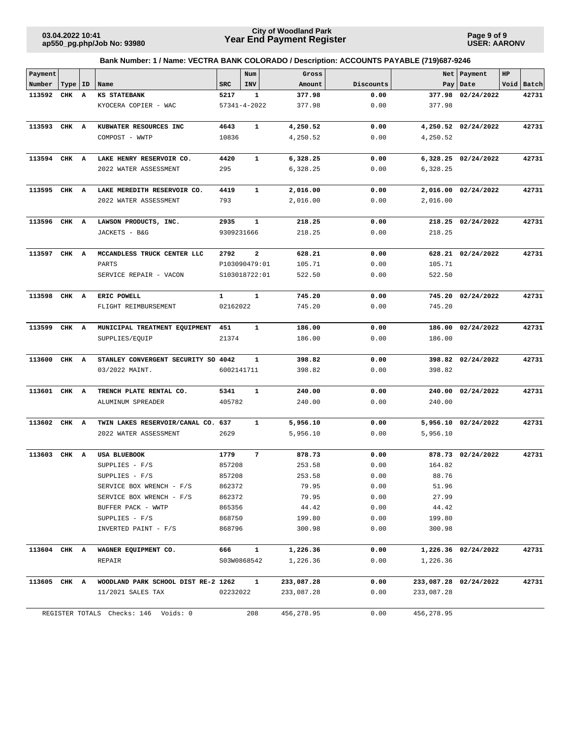**Bank Number: 1 / Name: VECTRA BANK COLORADO / Description: ACCOUNTS PAYABLE (719)687-9246**

| Payment Number | Type | ID | Name | SRC | Num INV | Gross Amount | Discounts | Net Pay | Payment Date | HP Void | Batch |
|---|---|---|---|---|---|---|---|---|---|---|---|
| **113592** | **CHK** | **A** | **KS STATEBANK** | **5217** | **1** | **377.98** | **0.00** | **377.98** | **02/24/2022** | | **42731** |
| | | | KYOCERA COPIER - WAC | 57341-4-2022 | | 377.98 | 0.00 | 377.98 | | | |
| **113593** | **CHK** | **A** | **KUBWATER RESOURCES INC** | **4643** | **1** | **4,250.52** | **0.00** | **4,250.52** | **02/24/2022** | | **42731** |
| | | | COMPOST - WWTP | 10836 | | 4,250.52 | 0.00 | 4,250.52 | | | |
| **113594** | **CHK** | **A** | **LAKE HENRY RESERVOIR CO.** | **4420** | **1** | **6,328.25** | **0.00** | **6,328.25** | **02/24/2022** | | **42731** |
| | | | 2022 WATER ASSESSMENT | 295 | | 6,328.25 | 0.00 | 6,328.25 | | | |
| **113595** | **CHK** | **A** | **LAKE MEREDITH RESERVOIR CO.** | **4419** | **1** | **2,016.00** | **0.00** | **2,016.00** | **02/24/2022** | | **42731** |
| | | | 2022 WATER ASSESSMENT | 793 | | 2,016.00 | 0.00 | 2,016.00 | | | |
| **113596** | **CHK** | **A** | **LAWSON PRODUCTS, INC.** | **2935** | **1** | **218.25** | **0.00** | **218.25** | **02/24/2022** | | **42731** |
| | | | JACKETS - B&G | 9309231666 | | 218.25 | 0.00 | 218.25 | | | |
| **113597** | **CHK** | **A** | **MCCANDLESS TRUCK CENTER LLC** | **2792** | **2** | **628.21** | **0.00** | **628.21** | **02/24/2022** | | **42731** |
| | | | PARTS | P103090479:01 | | 105.71 | 0.00 | 105.71 | | | |
| | | | SERVICE REPAIR - VACON | S103018722:01 | | 522.50 | 0.00 | 522.50 | | | |
| **113598** | **CHK** | **A** | **ERIC POWELL** | **1** | **1** | **745.20** | **0.00** | **745.20** | **02/24/2022** | | **42731** |
| | | | FLIGHT REIMBURSEMENT | 02162022 | | 745.20 | 0.00 | 745.20 | | | |
| **113599** | **CHK** | **A** | **MUNICIPAL TREATMENT EQUIPMENT** | **451** | **1** | **186.00** | **0.00** | **186.00** | **02/24/2022** | | **42731** |
| | | | SUPPLIES/EQUIP | 21374 | | 186.00 | 0.00 | 186.00 | | | |
| **113600** | **CHK** | **A** | **STANLEY CONVERGENT SECURITY SO** | **4042** | **1** | **398.82** | **0.00** | **398.82** | **02/24/2022** | | **42731** |
| | | | 03/2022 MAINT. | 6002141711 | | 398.82 | 0.00 | 398.82 | | | |
| **113601** | **CHK** | **A** | **TRENCH PLATE RENTAL CO.** | **5341** | **1** | **240.00** | **0.00** | **240.00** | **02/24/2022** | | **42731** |
| | | | ALUMINUM SPREADER | 405782 | | 240.00 | 0.00 | 240.00 | | | |
| **113602** | **CHK** | **A** | **TWIN LAKES RESERVOIR/CANAL CO.** | **637** | **1** | **5,956.10** | **0.00** | **5,956.10** | **02/24/2022** | | **42731** |
| | | | 2022 WATER ASSESSMENT | 2629 | | 5,956.10 | 0.00 | 5,956.10 | | | |
| **113603** | **CHK** | **A** | **USA BLUEBOOK** | **1779** | **7** | **878.73** | **0.00** | **878.73** | **02/24/2022** | | **42731** |
| | | | SUPPLIES - F/S | 857208 | | 253.58 | 0.00 | 164.82 | | | |
| | | | SUPPLIES - F/S | 857208 | | 253.58 | 0.00 | 88.76 | | | |
| | | | SERVICE BOX WRENCH - F/S | 862372 | | 79.95 | 0.00 | 51.96 | | | |
| | | | SERVICE BOX WRENCH - F/S | 862372 | | 79.95 | 0.00 | 27.99 | | | |
| | | | BUFFER PACK - WWTP | 865356 | | 44.42 | 0.00 | 44.42 | | | |
| | | | SUPPLIES - F/S | 868750 | | 199.80 | 0.00 | 199.80 | | | |
| | | | INVERTED PAINT - F/S | 868796 | | 300.98 | 0.00 | 300.98 | | | |
| **113604** | **CHK** | **A** | **WAGNER EQUIPMENT CO.** | **666** | **1** | **1,226.36** | **0.00** | **1,226.36** | **02/24/2022** | | **42731** |
| | | | REPAIR | S03W0868542 | | 1,226.36 | 0.00 | 1,226.36 | | | |
| **113605** | **CHK** | **A** | **WOODLAND PARK SCHOOL DIST RE-2** | **1262** | **1** | **233,087.28** | **0.00** | **233,087.28** | **02/24/2022** | | **42731** |
| | | | 11/2021 SALES TAX | 02232022 | | 233,087.28 | 0.00 | 233,087.28 | | | |
| REGISTER TOTALS Checks: 146 Voids: 0 | | | | | 208 | 456,278.95 | 0.00 | 456,278.95 | | | |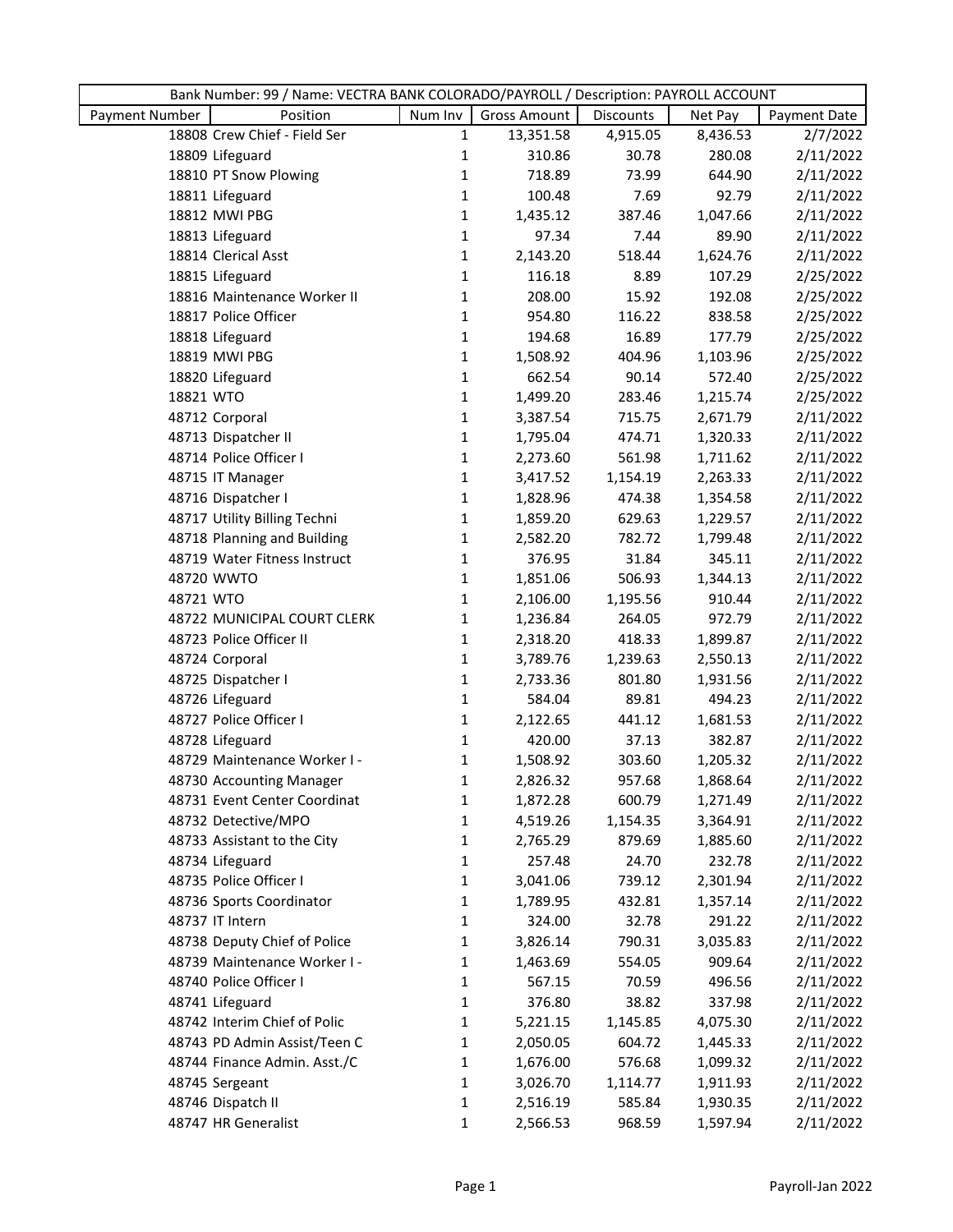| Bank Number: 99 / Name: VECTRA BANK COLORADO/PAYROLL / Description: PAYROLL ACCOUNT | | | | | | |
|---|---|---|---|---|---|---|
| Payment Number | Position | Num Inv | Gross Amount | Discounts | Net Pay | Payment Date |
| 18808 | Crew Chief - Field Ser | 1 | 13,351.58 | 4,915.05 | 8,436.53 | 2/7/2022 |
| 18809 | Lifeguard | 1 | 310.86 | 30.78 | 280.08 | 2/11/2022 |
| 18810 | PT Snow Plowing | 1 | 718.89 | 73.99 | 644.90 | 2/11/2022 |
| 18811 | Lifeguard | 1 | 100.48 | 7.69 | 92.79 | 2/11/2022 |
| 18812 | MWI PBG | 1 | 1,435.12 | 387.46 | 1,047.66 | 2/11/2022 |
| 18813 | Lifeguard | 1 | 97.34 | 7.44 | 89.90 | 2/11/2022 |
| 18814 | Clerical Asst | 1 | 2,143.20 | 518.44 | 1,624.76 | 2/11/2022 |
| 18815 | Lifeguard | 1 | 116.18 | 8.89 | 107.29 | 2/25/2022 |
| 18816 | Maintenance Worker II | 1 | 208.00 | 15.92 | 192.08 | 2/25/2022 |
| 18817 | Police Officer | 1 | 954.80 | 116.22 | 838.58 | 2/25/2022 |
| 18818 | Lifeguard | 1 | 194.68 | 16.89 | 177.79 | 2/25/2022 |
| 18819 | MWI PBG | 1 | 1,508.92 | 404.96 | 1,103.96 | 2/25/2022 |
| 18820 | Lifeguard | 1 | 662.54 | 90.14 | 572.40 | 2/25/2022 |
| 18821 | WTO | 1 | 1,499.20 | 283.46 | 1,215.74 | 2/25/2022 |
| 48712 | Corporal | 1 | 3,387.54 | 715.75 | 2,671.79 | 2/11/2022 |
| 48713 | Dispatcher II | 1 | 1,795.04 | 474.71 | 1,320.33 | 2/11/2022 |
| 48714 | Police Officer I | 1 | 2,273.60 | 561.98 | 1,711.62 | 2/11/2022 |
| 48715 | IT Manager | 1 | 3,417.52 | 1,154.19 | 2,263.33 | 2/11/2022 |
| 48716 | Dispatcher I | 1 | 1,828.96 | 474.38 | 1,354.58 | 2/11/2022 |
| 48717 | Utility Billing Techni | 1 | 1,859.20 | 629.63 | 1,229.57 | 2/11/2022 |
| 48718 | Planning and Building | 1 | 2,582.20 | 782.72 | 1,799.48 | 2/11/2022 |
| 48719 | Water Fitness Instruct | 1 | 376.95 | 31.84 | 345.11 | 2/11/2022 |
| 48720 | WWTO | 1 | 1,851.06 | 506.93 | 1,344.13 | 2/11/2022 |
| 48721 | WTO | 1 | 2,106.00 | 1,195.56 | 910.44 | 2/11/2022 |
| 48722 | MUNICIPAL COURT CLERK | 1 | 1,236.84 | 264.05 | 972.79 | 2/11/2022 |
| 48723 | Police Officer II | 1 | 2,318.20 | 418.33 | 1,899.87 | 2/11/2022 |
| 48724 | Corporal | 1 | 3,789.76 | 1,239.63 | 2,550.13 | 2/11/2022 |
| 48725 | Dispatcher I | 1 | 2,733.36 | 801.80 | 1,931.56 | 2/11/2022 |
| 48726 | Lifeguard | 1 | 584.04 | 89.81 | 494.23 | 2/11/2022 |
| 48727 | Police Officer I | 1 | 2,122.65 | 441.12 | 1,681.53 | 2/11/2022 |
| 48728 | Lifeguard | 1 | 420.00 | 37.13 | 382.87 | 2/11/2022 |
| 48729 | Maintenance Worker I - | 1 | 1,508.92 | 303.60 | 1,205.32 | 2/11/2022 |
| 48730 | Accounting Manager | 1 | 2,826.32 | 957.68 | 1,868.64 | 2/11/2022 |
| 48731 | Event Center Coordinat | 1 | 1,872.28 | 600.79 | 1,271.49 | 2/11/2022 |
| 48732 | Detective/MPO | 1 | 4,519.26 | 1,154.35 | 3,364.91 | 2/11/2022 |
| 48733 | Assistant to the City | 1 | 2,765.29 | 879.69 | 1,885.60 | 2/11/2022 |
| 48734 | Lifeguard | 1 | 257.48 | 24.70 | 232.78 | 2/11/2022 |
| 48735 | Police Officer I | 1 | 3,041.06 | 739.12 | 2,301.94 | 2/11/2022 |
| 48736 | Sports Coordinator | 1 | 1,789.95 | 432.81 | 1,357.14 | 2/11/2022 |
| 48737 | IT Intern | 1 | 324.00 | 32.78 | 291.22 | 2/11/2022 |
| 48738 | Deputy Chief of Police | 1 | 3,826.14 | 790.31 | 3,035.83 | 2/11/2022 |
| 48739 | Maintenance Worker I - | 1 | 1,463.69 | 554.05 | 909.64 | 2/11/2022 |
| 48740 | Police Officer I | 1 | 567.15 | 70.59 | 496.56 | 2/11/2022 |
| 48741 | Lifeguard | 1 | 376.80 | 38.82 | 337.98 | 2/11/2022 |
| 48742 | Interim Chief of Polic | 1 | 5,221.15 | 1,145.85 | 4,075.30 | 2/11/2022 |
| 48743 | PD Admin Assist/Teen C | 1 | 2,050.05 | 604.72 | 1,445.33 | 2/11/2022 |
| 48744 | Finance Admin. Asst./C | 1 | 1,676.00 | 576.68 | 1,099.32 | 2/11/2022 |
| 48745 | Sergeant | 1 | 3,026.70 | 1,114.77 | 1,911.93 | 2/11/2022 |
| 48746 | Dispatch II | 1 | 2,516.19 | 585.84 | 1,930.35 | 2/11/2022 |
| 48747 | HR Generalist | 1 | 2,566.53 | 968.59 | 1,597.94 | 2/11/2022 |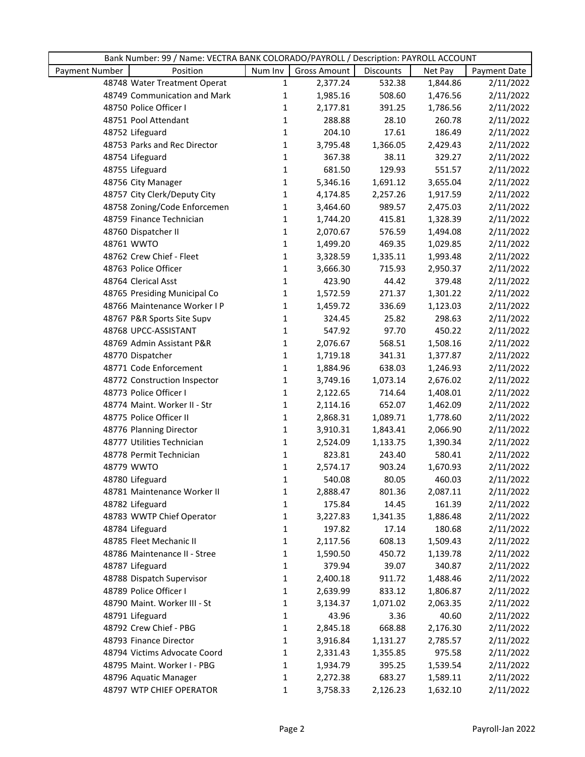| Bank Number: 99 / Name: VECTRA BANK COLORADO/PAYROLL / Description: PAYROLL ACCOUNT | | | | | | |
|---|---|---|---|---|---|---|
| Payment Number | Position | Num Inv | Gross Amount | Discounts | Net Pay | Payment Date |
| 48748 | Water Treatment Operat | 1 | 2,377.24 | 532.38 | 1,844.86 | 2/11/2022 |
| 48749 | Communication and Mark | 1 | 1,985.16 | 508.60 | 1,476.56 | 2/11/2022 |
| 48750 | Police Officer I | 1 | 2,177.81 | 391.25 | 1,786.56 | 2/11/2022 |
| 48751 | Pool Attendant | 1 | 288.88 | 28.10 | 260.78 | 2/11/2022 |
| 48752 | Lifeguard | 1 | 204.10 | 17.61 | 186.49 | 2/11/2022 |
| 48753 | Parks and Rec Director | 1 | 3,795.48 | 1,366.05 | 2,429.43 | 2/11/2022 |
| 48754 | Lifeguard | 1 | 367.38 | 38.11 | 329.27 | 2/11/2022 |
| 48755 | Lifeguard | 1 | 681.50 | 129.93 | 551.57 | 2/11/2022 |
| 48756 | City Manager | 1 | 5,346.16 | 1,691.12 | 3,655.04 | 2/11/2022 |
| 48757 | City Clerk/Deputy City | 1 | 4,174.85 | 2,257.26 | 1,917.59 | 2/11/2022 |
| 48758 | Zoning/Code Enforcemen | 1 | 3,464.60 | 989.57 | 2,475.03 | 2/11/2022 |
| 48759 | Finance Technician | 1 | 1,744.20 | 415.81 | 1,328.39 | 2/11/2022 |
| 48760 | Dispatcher II | 1 | 2,070.67 | 576.59 | 1,494.08 | 2/11/2022 |
| 48761 | WWTO | 1 | 1,499.20 | 469.35 | 1,029.85 | 2/11/2022 |
| 48762 | Crew Chief - Fleet | 1 | 3,328.59 | 1,335.11 | 1,993.48 | 2/11/2022 |
| 48763 | Police Officer | 1 | 3,666.30 | 715.93 | 2,950.37 | 2/11/2022 |
| 48764 | Clerical Asst | 1 | 423.90 | 44.42 | 379.48 | 2/11/2022 |
| 48765 | Presiding Municipal Co | 1 | 1,572.59 | 271.37 | 1,301.22 | 2/11/2022 |
| 48766 | Maintenance Worker I P | 1 | 1,459.72 | 336.69 | 1,123.03 | 2/11/2022 |
| 48767 | P&R Sports Site Supv | 1 | 324.45 | 25.82 | 298.63 | 2/11/2022 |
| 48768 | UPCC-ASSISTANT | 1 | 547.92 | 97.70 | 450.22 | 2/11/2022 |
| 48769 | Admin Assistant P&R | 1 | 2,076.67 | 568.51 | 1,508.16 | 2/11/2022 |
| 48770 | Dispatcher | 1 | 1,719.18 | 341.31 | 1,377.87 | 2/11/2022 |
| 48771 | Code Enforcement | 1 | 1,884.96 | 638.03 | 1,246.93 | 2/11/2022 |
| 48772 | Construction Inspector | 1 | 3,749.16 | 1,073.14 | 2,676.02 | 2/11/2022 |
| 48773 | Police Officer I | 1 | 2,122.65 | 714.64 | 1,408.01 | 2/11/2022 |
| 48774 | Maint. Worker II - Str | 1 | 2,114.16 | 652.07 | 1,462.09 | 2/11/2022 |
| 48775 | Police Officer II | 1 | 2,868.31 | 1,089.71 | 1,778.60 | 2/11/2022 |
| 48776 | Planning Director | 1 | 3,910.31 | 1,843.41 | 2,066.90 | 2/11/2022 |
| 48777 | Utilities Technician | 1 | 2,524.09 | 1,133.75 | 1,390.34 | 2/11/2022 |
| 48778 | Permit Technician | 1 | 823.81 | 243.40 | 580.41 | 2/11/2022 |
| 48779 | WWTO | 1 | 2,574.17 | 903.24 | 1,670.93 | 2/11/2022 |
| 48780 | Lifeguard | 1 | 540.08 | 80.05 | 460.03 | 2/11/2022 |
| 48781 | Maintenance Worker II | 1 | 2,888.47 | 801.36 | 2,087.11 | 2/11/2022 |
| 48782 | Lifeguard | 1 | 175.84 | 14.45 | 161.39 | 2/11/2022 |
| 48783 | WWTP Chief Operator | 1 | 3,227.83 | 1,341.35 | 1,886.48 | 2/11/2022 |
| 48784 | Lifeguard | 1 | 197.82 | 17.14 | 180.68 | 2/11/2022 |
| 48785 | Fleet Mechanic II | 1 | 2,117.56 | 608.13 | 1,509.43 | 2/11/2022 |
| 48786 | Maintenance II - Stree | 1 | 1,590.50 | 450.72 | 1,139.78 | 2/11/2022 |
| 48787 | Lifeguard | 1 | 379.94 | 39.07 | 340.87 | 2/11/2022 |
| 48788 | Dispatch Supervisor | 1 | 2,400.18 | 911.72 | 1,488.46 | 2/11/2022 |
| 48789 | Police Officer I | 1 | 2,639.99 | 833.12 | 1,806.87 | 2/11/2022 |
| 48790 | Maint. Worker III - St | 1 | 3,134.37 | 1,071.02 | 2,063.35 | 2/11/2022 |
| 48791 | Lifeguard | 1 | 43.96 | 3.36 | 40.60 | 2/11/2022 |
| 48792 | Crew Chief - PBG | 1 | 2,845.18 | 668.88 | 2,176.30 | 2/11/2022 |
| 48793 | Finance Director | 1 | 3,916.84 | 1,131.27 | 2,785.57 | 2/11/2022 |
| 48794 | Victims Advocate Coord | 1 | 2,331.43 | 1,355.85 | 975.58 | 2/11/2022 |
| 48795 | Maint. Worker I - PBG | 1 | 1,934.79 | 395.25 | 1,539.54 | 2/11/2022 |
| 48796 | Aquatic Manager | 1 | 2,272.38 | 683.27 | 1,589.11 | 2/11/2022 |
| 48797 | WTP CHIEF OPERATOR | 1 | 3,758.33 | 2,126.23 | 1,632.10 | 2/11/2022 |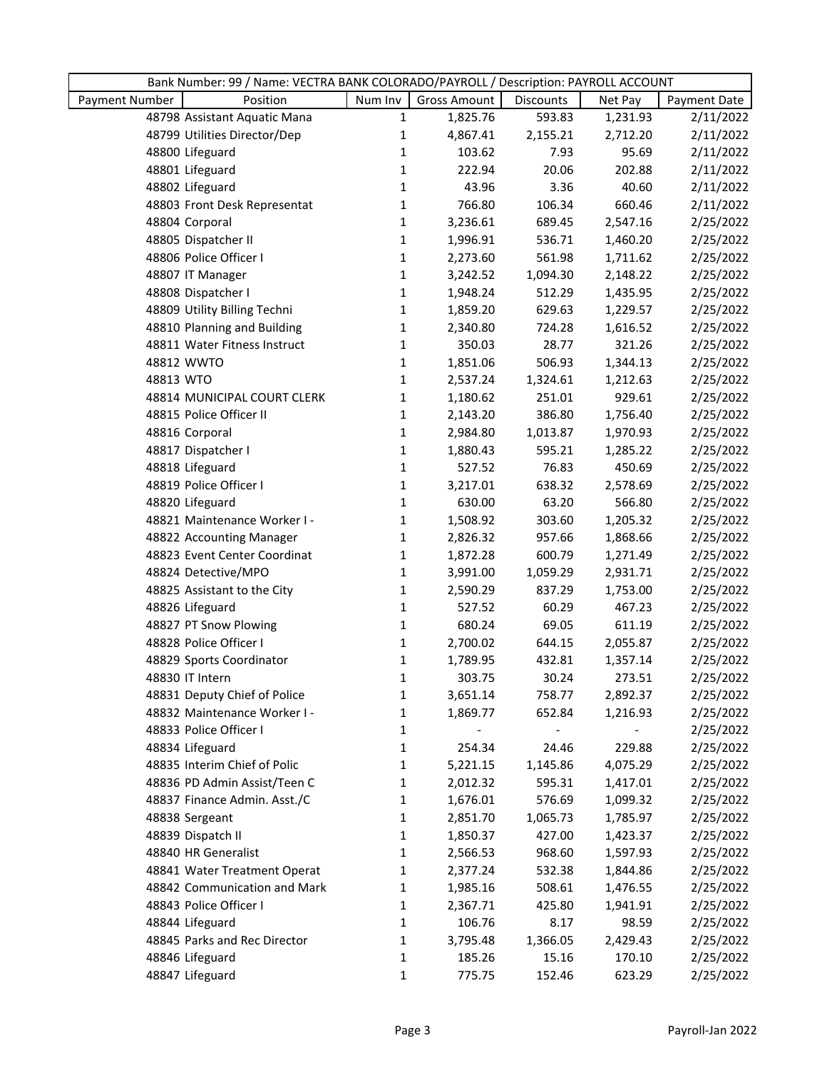| Bank Number: 99 / Name: VECTRA BANK COLORADO/PAYROLL / Description: PAYROLL ACCOUNT | | | | | | |
|---|---|---|---|---|---|---|
| Payment Number | Position | Num Inv | Gross Amount | Discounts | Net Pay | Payment Date |
| 48798 | Assistant Aquatic Mana | 1 | 1,825.76 | 593.83 | 1,231.93 | 2/11/2022 |
| 48799 | Utilities Director/Dep | 1 | 4,867.41 | 2,155.21 | 2,712.20 | 2/11/2022 |
| 48800 | Lifeguard | 1 | 103.62 | 7.93 | 95.69 | 2/11/2022 |
| 48801 | Lifeguard | 1 | 222.94 | 20.06 | 202.88 | 2/11/2022 |
| 48802 | Lifeguard | 1 | 43.96 | 3.36 | 40.60 | 2/11/2022 |
| 48803 | Front Desk Representat | 1 | 766.80 | 106.34 | 660.46 | 2/11/2022 |
| 48804 | Corporal | 1 | 3,236.61 | 689.45 | 2,547.16 | 2/25/2022 |
| 48805 | Dispatcher II | 1 | 1,996.91 | 536.71 | 1,460.20 | 2/25/2022 |
| 48806 | Police Officer I | 1 | 2,273.60 | 561.98 | 1,711.62 | 2/25/2022 |
| 48807 | IT Manager | 1 | 3,242.52 | 1,094.30 | 2,148.22 | 2/25/2022 |
| 48808 | Dispatcher I | 1 | 1,948.24 | 512.29 | 1,435.95 | 2/25/2022 |
| 48809 | Utility Billing Techni | 1 | 1,859.20 | 629.63 | 1,229.57 | 2/25/2022 |
| 48810 | Planning and Building | 1 | 2,340.80 | 724.28 | 1,616.52 | 2/25/2022 |
| 48811 | Water Fitness Instruct | 1 | 350.03 | 28.77 | 321.26 | 2/25/2022 |
| 48812 | WWTO | 1 | 1,851.06 | 506.93 | 1,344.13 | 2/25/2022 |
| 48813 | WTO | 1 | 2,537.24 | 1,324.61 | 1,212.63 | 2/25/2022 |
| 48814 | MUNICIPAL COURT CLERK | 1 | 1,180.62 | 251.01 | 929.61 | 2/25/2022 |
| 48815 | Police Officer II | 1 | 2,143.20 | 386.80 | 1,756.40 | 2/25/2022 |
| 48816 | Corporal | 1 | 2,984.80 | 1,013.87 | 1,970.93 | 2/25/2022 |
| 48817 | Dispatcher I | 1 | 1,880.43 | 595.21 | 1,285.22 | 2/25/2022 |
| 48818 | Lifeguard | 1 | 527.52 | 76.83 | 450.69 | 2/25/2022 |
| 48819 | Police Officer I | 1 | 3,217.01 | 638.32 | 2,578.69 | 2/25/2022 |
| 48820 | Lifeguard | 1 | 630.00 | 63.20 | 566.80 | 2/25/2022 |
| 48821 | Maintenance Worker I - | 1 | 1,508.92 | 303.60 | 1,205.32 | 2/25/2022 |
| 48822 | Accounting Manager | 1 | 2,826.32 | 957.66 | 1,868.66 | 2/25/2022 |
| 48823 | Event Center Coordinat | 1 | 1,872.28 | 600.79 | 1,271.49 | 2/25/2022 |
| 48824 | Detective/MPO | 1 | 3,991.00 | 1,059.29 | 2,931.71 | 2/25/2022 |
| 48825 | Assistant to the City | 1 | 2,590.29 | 837.29 | 1,753.00 | 2/25/2022 |
| 48826 | Lifeguard | 1 | 527.52 | 60.29 | 467.23 | 2/25/2022 |
| 48827 | PT Snow Plowing | 1 | 680.24 | 69.05 | 611.19 | 2/25/2022 |
| 48828 | Police Officer I | 1 | 2,700.02 | 644.15 | 2,055.87 | 2/25/2022 |
| 48829 | Sports Coordinator | 1 | 1,789.95 | 432.81 | 1,357.14 | 2/25/2022 |
| 48830 | IT Intern | 1 | 303.75 | 30.24 | 273.51 | 2/25/2022 |
| 48831 | Deputy Chief of Police | 1 | 3,651.14 | 758.77 | 2,892.37 | 2/25/2022 |
| 48832 | Maintenance Worker I - | 1 | 1,869.77 | 652.84 | 1,216.93 | 2/25/2022 |
| 48833 | Police Officer I | 1 | - | - | - | 2/25/2022 |
| 48834 | Lifeguard | 1 | 254.34 | 24.46 | 229.88 | 2/25/2022 |
| 48835 | Interim Chief of Polic | 1 | 5,221.15 | 1,145.86 | 4,075.29 | 2/25/2022 |
| 48836 | PD Admin Assist/Teen C | 1 | 2,012.32 | 595.31 | 1,417.01 | 2/25/2022 |
| 48837 | Finance Admin. Asst./C | 1 | 1,676.01 | 576.69 | 1,099.32 | 2/25/2022 |
| 48838 | Sergeant | 1 | 2,851.70 | 1,065.73 | 1,785.97 | 2/25/2022 |
| 48839 | Dispatch II | 1 | 1,850.37 | 427.00 | 1,423.37 | 2/25/2022 |
| 48840 | HR Generalist | 1 | 2,566.53 | 968.60 | 1,597.93 | 2/25/2022 |
| 48841 | Water Treatment Operat | 1 | 2,377.24 | 532.38 | 1,844.86 | 2/25/2022 |
| 48842 | Communication and Mark | 1 | 1,985.16 | 508.61 | 1,476.55 | 2/25/2022 |
| 48843 | Police Officer I | 1 | 2,367.71 | 425.80 | 1,941.91 | 2/25/2022 |
| 48844 | Lifeguard | 1 | 106.76 | 8.17 | 98.59 | 2/25/2022 |
| 48845 | Parks and Rec Director | 1 | 3,795.48 | 1,366.05 | 2,429.43 | 2/25/2022 |
| 48846 | Lifeguard | 1 | 185.26 | 15.16 | 170.10 | 2/25/2022 |
| 48847 | Lifeguard | 1 | 775.75 | 152.46 | 623.29 | 2/25/2022 |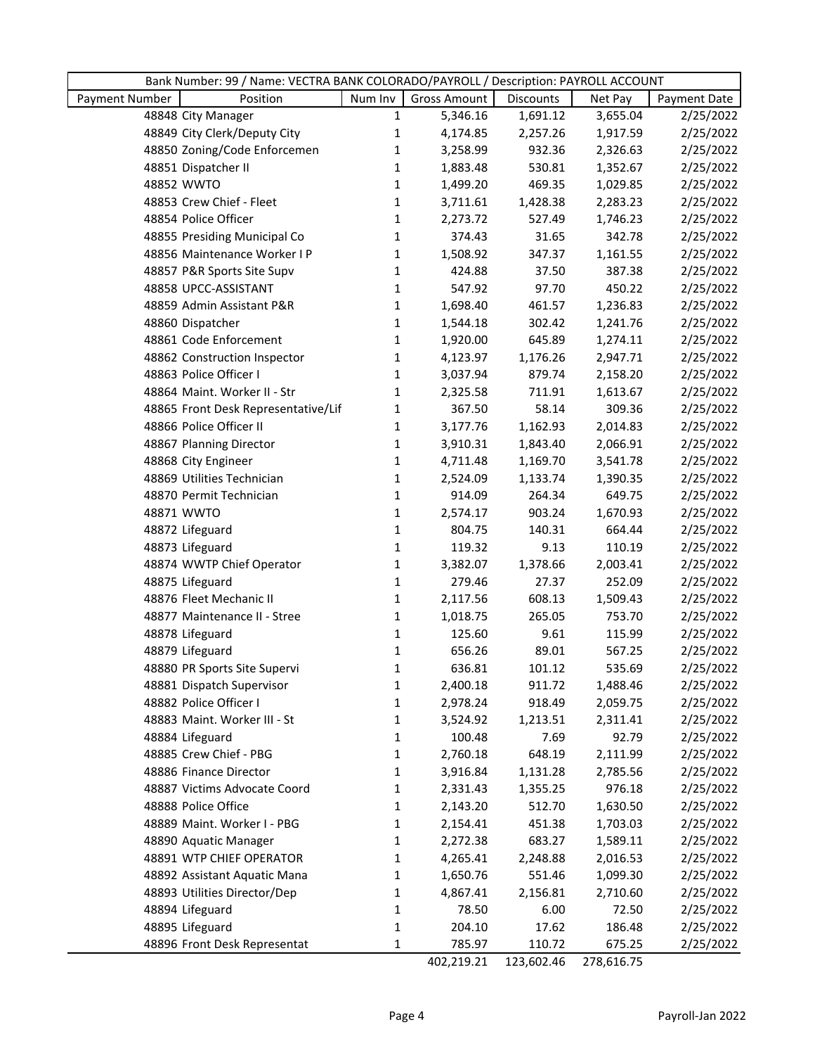| Bank Number: 99 / Name: VECTRA BANK COLORADO/PAYROLL / Description: PAYROLL ACCOUNT | | | | | | |
|---|---|---|---|---|---|---|
| Payment Number | Position | Num Inv | Gross Amount | Discounts | Net Pay | Payment Date |
| 48848 | City Manager | 1 | 5,346.16 | 1,691.12 | 3,655.04 | 2/25/2022 |
| 48849 | City Clerk/Deputy City | 1 | 4,174.85 | 2,257.26 | 1,917.59 | 2/25/2022 |
| 48850 | Zoning/Code Enforcemen | 1 | 3,258.99 | 932.36 | 2,326.63 | 2/25/2022 |
| 48851 | Dispatcher II | 1 | 1,883.48 | 530.81 | 1,352.67 | 2/25/2022 |
| 48852 | WWTO | 1 | 1,499.20 | 469.35 | 1,029.85 | 2/25/2022 |
| 48853 | Crew Chief - Fleet | 1 | 3,711.61 | 1,428.38 | 2,283.23 | 2/25/2022 |
| 48854 | Police Officer | 1 | 2,273.72 | 527.49 | 1,746.23 | 2/25/2022 |
| 48855 | Presiding Municipal Co | 1 | 374.43 | 31.65 | 342.78 | 2/25/2022 |
| 48856 | Maintenance Worker I P | 1 | 1,508.92 | 347.37 | 1,161.55 | 2/25/2022 |
| 48857 | P&R Sports Site Supv | 1 | 424.88 | 37.50 | 387.38 | 2/25/2022 |
| 48858 | UPCC-ASSISTANT | 1 | 547.92 | 97.70 | 450.22 | 2/25/2022 |
| 48859 | Admin Assistant P&R | 1 | 1,698.40 | 461.57 | 1,236.83 | 2/25/2022 |
| 48860 | Dispatcher | 1 | 1,544.18 | 302.42 | 1,241.76 | 2/25/2022 |
| 48861 | Code Enforcement | 1 | 1,920.00 | 645.89 | 1,274.11 | 2/25/2022 |
| 48862 | Construction Inspector | 1 | 4,123.97 | 1,176.26 | 2,947.71 | 2/25/2022 |
| 48863 | Police Officer I | 1 | 3,037.94 | 879.74 | 2,158.20 | 2/25/2022 |
| 48864 | Maint. Worker II - Str | 1 | 2,325.58 | 711.91 | 1,613.67 | 2/25/2022 |
| 48865 | Front Desk Representative/Lif | 1 | 367.50 | 58.14 | 309.36 | 2/25/2022 |
| 48866 | Police Officer II | 1 | 3,177.76 | 1,162.93 | 2,014.83 | 2/25/2022 |
| 48867 | Planning Director | 1 | 3,910.31 | 1,843.40 | 2,066.91 | 2/25/2022 |
| 48868 | City Engineer | 1 | 4,711.48 | 1,169.70 | 3,541.78 | 2/25/2022 |
| 48869 | Utilities Technician | 1 | 2,524.09 | 1,133.74 | 1,390.35 | 2/25/2022 |
| 48870 | Permit Technician | 1 | 914.09 | 264.34 | 649.75 | 2/25/2022 |
| 48871 | WWTO | 1 | 2,574.17 | 903.24 | 1,670.93 | 2/25/2022 |
| 48872 | Lifeguard | 1 | 804.75 | 140.31 | 664.44 | 2/25/2022 |
| 48873 | Lifeguard | 1 | 119.32 | 9.13 | 110.19 | 2/25/2022 |
| 48874 | WWTP Chief Operator | 1 | 3,382.07 | 1,378.66 | 2,003.41 | 2/25/2022 |
| 48875 | Lifeguard | 1 | 279.46 | 27.37 | 252.09 | 2/25/2022 |
| 48876 | Fleet Mechanic II | 1 | 2,117.56 | 608.13 | 1,509.43 | 2/25/2022 |
| 48877 | Maintenance II - Stree | 1 | 1,018.75 | 265.05 | 753.70 | 2/25/2022 |
| 48878 | Lifeguard | 1 | 125.60 | 9.61 | 115.99 | 2/25/2022 |
| 48879 | Lifeguard | 1 | 656.26 | 89.01 | 567.25 | 2/25/2022 |
| 48880 | PR Sports Site Supervi | 1 | 636.81 | 101.12 | 535.69 | 2/25/2022 |
| 48881 | Dispatch Supervisor | 1 | 2,400.18 | 911.72 | 1,488.46 | 2/25/2022 |
| 48882 | Police Officer I | 1 | 2,978.24 | 918.49 | 2,059.75 | 2/25/2022 |
| 48883 | Maint. Worker III - St | 1 | 3,524.92 | 1,213.51 | 2,311.41 | 2/25/2022 |
| 48884 | Lifeguard | 1 | 100.48 | 7.69 | 92.79 | 2/25/2022 |
| 48885 | Crew Chief - PBG | 1 | 2,760.18 | 648.19 | 2,111.99 | 2/25/2022 |
| 48886 | Finance Director | 1 | 3,916.84 | 1,131.28 | 2,785.56 | 2/25/2022 |
| 48887 | Victims Advocate Coord | 1 | 2,331.43 | 1,355.25 | 976.18 | 2/25/2022 |
| 48888 | Police Office | 1 | 2,143.20 | 512.70 | 1,630.50 | 2/25/2022 |
| 48889 | Maint. Worker I - PBG | 1 | 2,154.41 | 451.38 | 1,703.03 | 2/25/2022 |
| 48890 | Aquatic Manager | 1 | 2,272.38 | 683.27 | 1,589.11 | 2/25/2022 |
| 48891 | WTP CHIEF OPERATOR | 1 | 4,265.41 | 2,248.88 | 2,016.53 | 2/25/2022 |
| 48892 | Assistant Aquatic Mana | 1 | 1,650.76 | 551.46 | 1,099.30 | 2/25/2022 |
| 48893 | Utilities Director/Dep | 1 | 4,867.41 | 2,156.81 | 2,710.60 | 2/25/2022 |
| 48894 | Lifeguard | 1 | 78.50 | 6.00 | 72.50 | 2/25/2022 |
| 48895 | Lifeguard | 1 | 204.10 | 17.62 | 186.48 | 2/25/2022 |
| 48896 | Front Desk Representat | 1 | 785.97 | 110.72 | 675.25 | 2/25/2022 |
| | | | 402,219.21 | 123,602.46 | 278,616.75 | |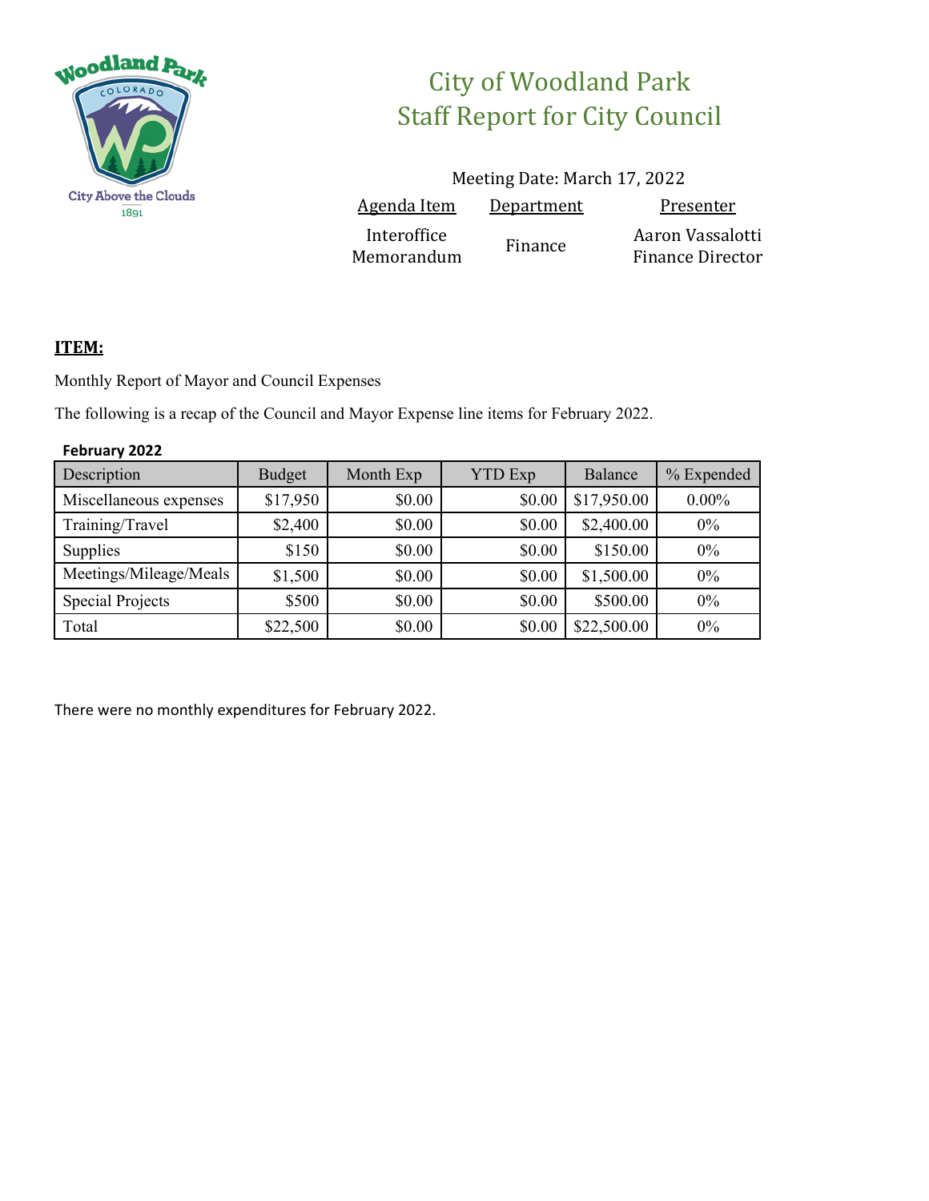# City of Woodland Park
## Staff Report for City Council

Meeting Date: March 17, 2022

| Agenda Item | Department | Presenter |
|---|---|---|
| Interoffice Memorandum | Finance | Aaron Vassalotti Finance Director |

**ITEM:**

Monthly Report of Mayor and Council Expenses

The following is a recap of the Council and Mayor Expense line items for February 2022.

**February 2022**

| Description | Budget | Month Exp | YTD Exp | Balance | % Expended |
|---|---|---|---|---|---|
| Miscellaneous expenses | $17,950 | $0.00 | $0.00 | $17,950.00 | 0.00% |
| Training/Travel | $2,400 | $0.00 | $0.00 | $2,400.00 | 0% |
| Supplies | $150 | $0.00 | $0.00 | $150.00 | 0% |
| Meetings/Mileage/Meals | $1,500 | $0.00 | $0.00 | $1,500.00 | 0% |
| Special Projects | $500 | $0.00 | $0.00 | $500.00 | 0% |
| Total | $22,500 | $0.00 | $0.00 | $22,500.00 | 0% |

There were no monthly expenditures for February 2022.